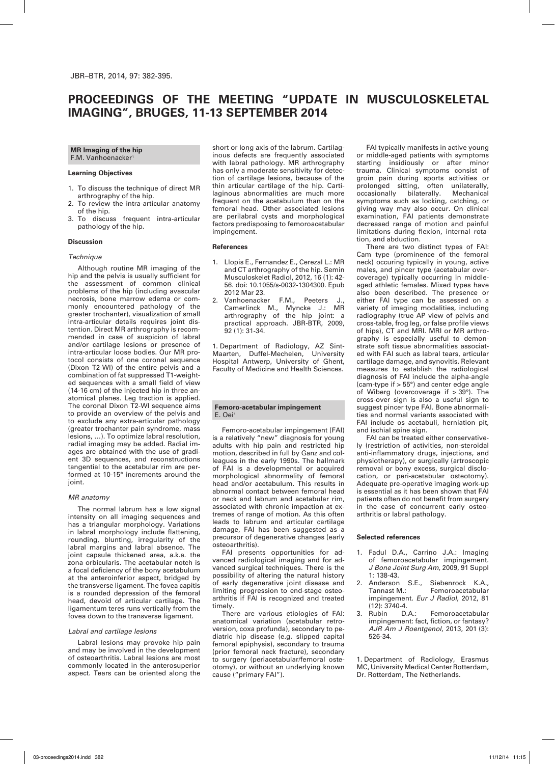JBR–BTR, 2014, 97: 382-395.

# PROCEEDINGS OF THE MEETING "UPDATE IN MUSCULOSKELETAL IMAGING", BRUGES, 11-13 SEPTEMBER 2014

## MR Imaging of the hip

F.M. Vanhoenacker[1]

### Learning Objectives

1. To discuss the technique of direct MR arthrography of the hip.
2. To review the intra-articular anatomy of the hip.
3. To discuss frequent intra-articular pathology of the hip.

### Discussion

#### *Technique*

Although routine MR imaging of the hip and the pelvis is usually sufficient for the assessment of common clinical problems of the hip (including avascular necrosis, bone marrow edema or commonly encountered pathology of the greater trochanter), visualization of small intra-articular details requires joint distention. Direct MR arthrography is recommended in case of suspicion of labral and/or cartilage lesions or presence of intra-articular loose bodies. Our MR protocol consists of one coronal sequence (Dixon T2-WI) of the entire pelvis and a combination of fat suppressed T1-weighted sequences with a small field of view (14-16 cm) of the injected hip in three anatomical planes. Leg traction is applied. The coronal Dixon T2-WI sequence aims to provide an overview of the pelvis and to exclude any extra-articular pathology (greater trochanter pain syndrome, mass lesions, …). To optimize labral resolution, radial imaging may be added. Radial images are obtained with the use of gradient 3D sequences, and reconstructions tangential to the acetabular rim are performed at 10-15° increments around the joint.

#### *MR anatomy*

The normal labrum has a low signal intensity on all imaging sequences and has a triangular morphology. Variations in labral morphology include flattening, rounding, blunting, irregularity of the labral margins and labral absence. The joint capsule thickened area, a.k.a. the zona orbicularis. The acetabular notch is a focal deficiency of the bony acetabulum at the anteroinferior aspect, bridged by the transverse ligament. The fovea capitis is a rounded depression of the femoral head, devoid of articular cartilage. The ligamentum teres runs vertically from the fovea down to the transverse ligament.

#### *Labral and cartilage lesions*

Labral lesions may provoke hip pain and may be involved in the development of osteoarthritis. Labral lesions are most commonly located in the anterosuperior aspect. Tears can be oriented along the short or long axis of the labrum. Cartilaginous defects are frequently associated with labral pathology. MR arthrography has only a moderate sensitivity for detection of cartilage lesions, because of the thin articular cartilage of the hip. Cartilaginous abnormalities are much more frequent on the acetabulum than on the femoral head. Other associated lesions are perilabral cysts and morphological factors predisposing to femoroacetabular impingement.

### References

1. Llopis E., Fernandez E., Cerezal L.: MR and CT arthrography of the hip. Semin Musculoskelet Radiol, 2012, 16 (1): 42-56. doi: 10.1055/s-0032-1304300. Epub 2012 Mar 23.
2. Vanhoenacker F.M., Peeters J., Camerlinck M., Myncke J.: MR arthrography of the hip joint: a practical approach. JBR-BTR, 2009, 92 (1): 31-34.

1. Department of Radiology, AZ Sint-Maarten, Duffel-Mechelen, University Hospital Antwerp, University of Ghent, Faculty of Medicine and Health Sciences.

## Femoro-acetabular impingement

E. Oei[1]

Femoro-acetabular impingement (FAI) is a relatively "new" diagnosis for young adults with hip pain and restricted hip motion, described in full by Ganz and colleagues in the early 1990s. The hallmark of FAI is a developmental or acquired morphological abnormality of femoral head and/or acetabulum. This results in abnormal contact between femoral head or neck and labrum and acetabular rim, associated with chronic impaction at extremes of range of motion. As this often leads to labrum and articular cartilage damage, FAI has been suggested as a precursor of degenerative changes (early osteoarthritis).

FAI presents opportunities for advanced radiological imaging and for advanced surgical techniques. There is the possibility of altering the natural history of early degenerative joint disease and limiting progression to end-stage osteoarthritis if FAI is recognized and treated timely.

There are various etiologies of FAI: anatomical variation (acetabular retroversion, coxa profunda), secondary to pediatric hip disease (e.g. slipped capital femoral epiphysis), secondary to trauma (prior femoral neck fracture), secondary to surgery (periacetabular/femoral osteotomy), or without an underlying known cause ("primary FAI").

FAI typically manifests in active young or middle-aged patients with symptoms starting insidiously or after minor trauma. Clinical symptoms consist of groin pain during sports activities or prolonged sitting, often unilaterally, occasionally bilaterally. Mechanical symptoms such as locking, catching, or giving way may also occur. On clinical examination, FAI patients demonstrate decreased range of motion and painful limitations during flexion, internal rotation, and abduction.

There are two distinct types of FAI: Cam type (prominence of the femoral neck) occuring typically in young, active males, and pincer type (acetabular overcoverage) typically occurring in middle-aged athletic females. Mixed types have also been described. The presence or either FAI type can be assessed on a variety of imaging modalities, including radiography (true AP view of pelvis and cross-table, frog leg, or false profile views of hips), CT and MRI. MRI or MR arthrography is especially useful to demonstrate soft tissue abnormalities associated with FAI such as labral tears, articular cartilage damage, and synovitis. Relevant measures to establish the radiological diagnosis of FAI include the alpha-angle (cam-type if > 55°) and center edge angle of Wiberg (overcoverage if > 39°). The cross-over sign is also a useful sign to suggest pincer type FAI. Bone abnormalities and normal variants associated with FAI include os acetabuli, herniation pit, and ischial spine sign.

FAI can be treated either conservatively (restriction of activities, non-steroidal anti-inflammatory drugs, injections, and physiotherapy), or surgically (artroscopic removal or bony excess, surgical disclocation, or peri-acetabular osteotomy). Adequate pre-operative imaging work-up is essential as it has been shown that FAI patients often do not benefit from surgery in the case of concurrent early osteoarthritis or labral pathology.

### Selected references

1. Fadul D.A., Carrino J.A.: Imaging of femoroacetabular impingement. *J Bone Joint Surg Am*, 2009, 91 Suppl 1: 138-43.
2. Anderson S.E., Siebenrock K.A., Tannast M.: Femoroacetabular impingement. *Eur J Radiol*, 2012, 81 (12): 3740-4.
3. Rubin D.A.: Femoroacetabular impingement: fact, fiction, or fantasy? *AJR Am J Roentgenol*, 2013, 201 (3): 526-34.

1. Department of Radiology, Erasmus MC, University Medical Center Rotterdam, Dr. Rotterdam, The Netherlands.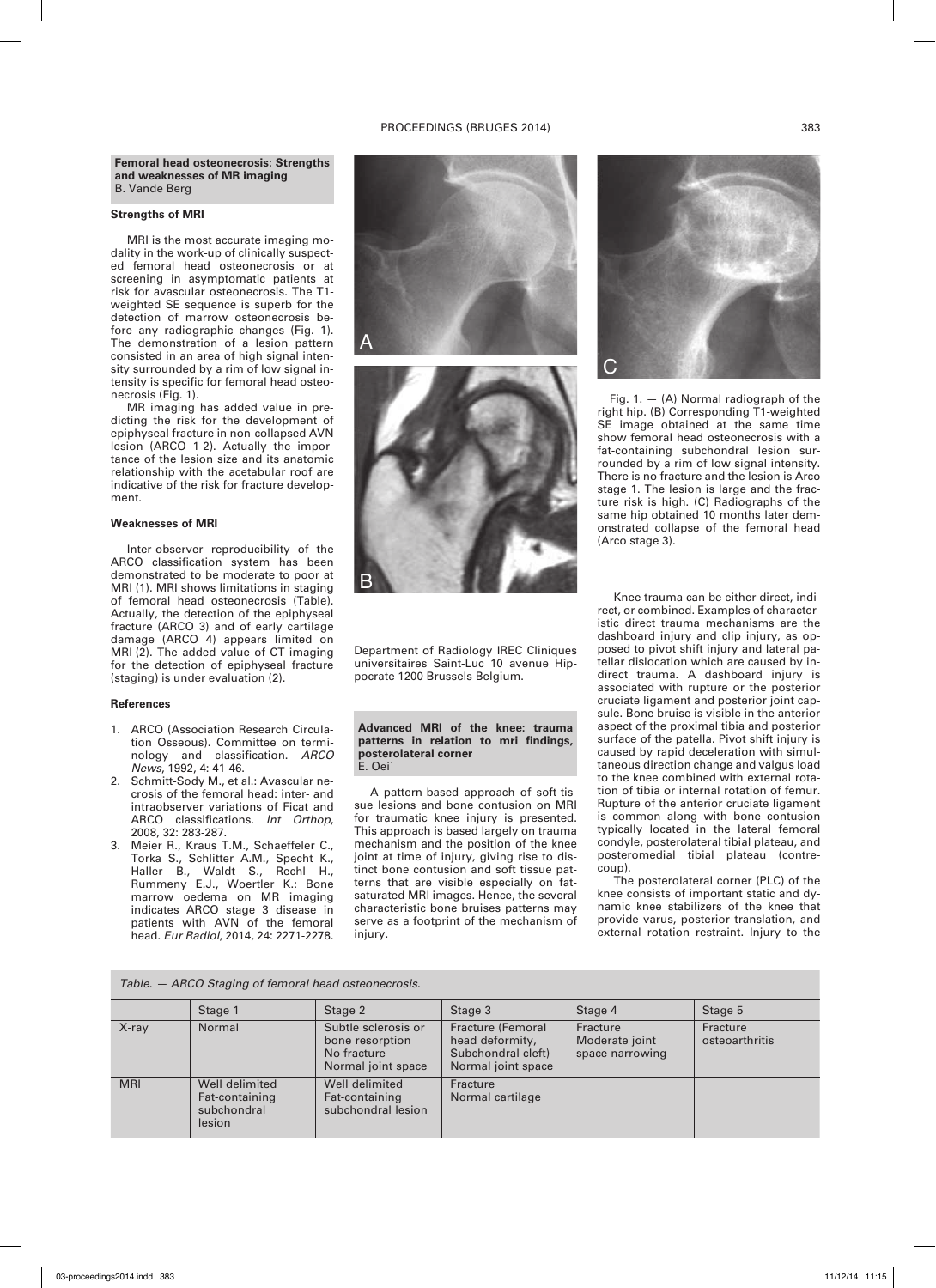**Femoral head osteonecrosis: Strengths and weaknesses of MR imaging**
B. Vande Berg

### Strengths of MRI

MRI is the most accurate imaging modality in the work-up of clinically suspected femoral head osteonecrosis or at screening in asymptomatic patients at risk for avascular osteonecrosis. The T1-weighted SE sequence is superb for the detection of marrow osteonecrosis before any radiographic changes (Fig. 1). The demonstration of a lesion pattern consisted in an area of high signal intensity surrounded by a rim of low signal intensity is specific for femoral head osteonecrosis (Fig. 1).

MR imaging has added value in predicting the risk for the development of epiphyseal fracture in non-collapsed AVN lesion (ARCO 1-2). Actually the importance of the lesion size and its anatomic relationship with the acetabular roof are indicative of the risk for fracture development.

### Weaknesses of MRI

Inter-observer reproducibility of the ARCO classification system has been demonstrated to be moderate to poor at MRI (1). MRI shows limitations in staging of femoral head osteonecrosis (Table). Actually, the detection of the epiphyseal fracture (ARCO 3) and of early cartilage damage (ARCO 4) appears limited on MRI (2). The added value of CT imaging for the detection of epiphyseal fracture (staging) is under evaluation (2).

### References

1. ARCO (Association Research Circulation Osseous). Committee on terminology and classification. *ARCO News*, 1992, 4: 41-46.
2. Schmitt-Sody M., et al.: Avascular necrosis of the femoral head: inter- and intraobserver variations of Ficat and ARCO classifications. *Int Orthop*, 2008, 32: 283-287.
3. Meier R., Kraus T.M., Schaeffeler C., Torka S., Schlitter A.M., Specht K., Haller B., Waldt S., Rechl H., Rummeny E.J., Woertler K.: Bone marrow oedema on MR imaging indicates ARCO stage 3 disease in patients with AVN of the femoral head. *Eur Radiol*, 2014, 24: 2271-2278.

Fig. 1. — (A) Normal radiograph of the right hip. (B) Corresponding T1-weighted SE image obtained at the same time show femoral head osteonecrosis with a fat-containing subchondral lesion surrounded by a rim of low signal intensity. There is no fracture and the lesion is Arco stage 1. The lesion is large and the fracture risk is high. (C) Radiographs of the same hip obtained 10 months later demonstrated collapse of the femoral head (Arco stage 3).

Department of Radiology IREC Cliniques universitaires Saint-Luc 10 avenue Hippocrate 1200 Brussels Belgium.

*Table. — ARCO Staging of femoral head osteonecrosis.*

| | Stage 1 | Stage 2 | Stage 3 | Stage 4 | Stage 5 |
|---|---|---|---|---|---|
| X-ray | Normal | Subtle sclerosis or bone resorption No fracture Normal joint space | Fracture (Femoral head deformity, Subchondral cleft) Normal joint space | Fracture Moderate joint space narrowing | Fracture osteoarthritis |
| MRI | Well delimited Fat-containing subchondral lesion | Well delimited Fat-containing subchondral lesion | Fracture Normal cartilage | | |

**Advanced MRI of the knee: trauma patterns in relation to mri findings, posterolateral corner**
E. Oei[1]

A pattern-based approach of soft-tissue lesions and bone contusion on MRI for traumatic knee injury is presented. This approach is based largely on trauma mechanism and the position of the knee joint at time of injury, giving rise to distinct bone contusion and soft tissue patterns that are visible especially on fat-saturated MRI images. Hence, the several characteristic bone bruises patterns may serve as a footprint of the mechanism of injury.

Knee trauma can be either direct, indirect, or combined. Examples of characteristic direct trauma mechanisms are the dashboard injury and clip injury, as opposed to pivot shift injury and lateral patellar dislocation which are caused by indirect trauma. A dashboard injury is associated with rupture or the posterior cruciate ligament and posterior joint capsule. Bone bruise is visible in the anterior aspect of the proximal tibia and posterior surface of the patella. Pivot shift injury is caused by rapid deceleration with simultaneous direction change and valgus load to the knee combined with external rotation of tibia or internal rotation of femur. Rupture of the anterior cruciate ligament is common along with bone contusion typically located in the lateral femoral condyle, posterolateral tibial plateau, and posteromedial tibial plateau (contrecoup).

The posterolateral corner (PLC) of the knee consists of important static and dynamic knee stabilizers of the knee that provide varus, posterior translation, and external rotation restraint. Injury to the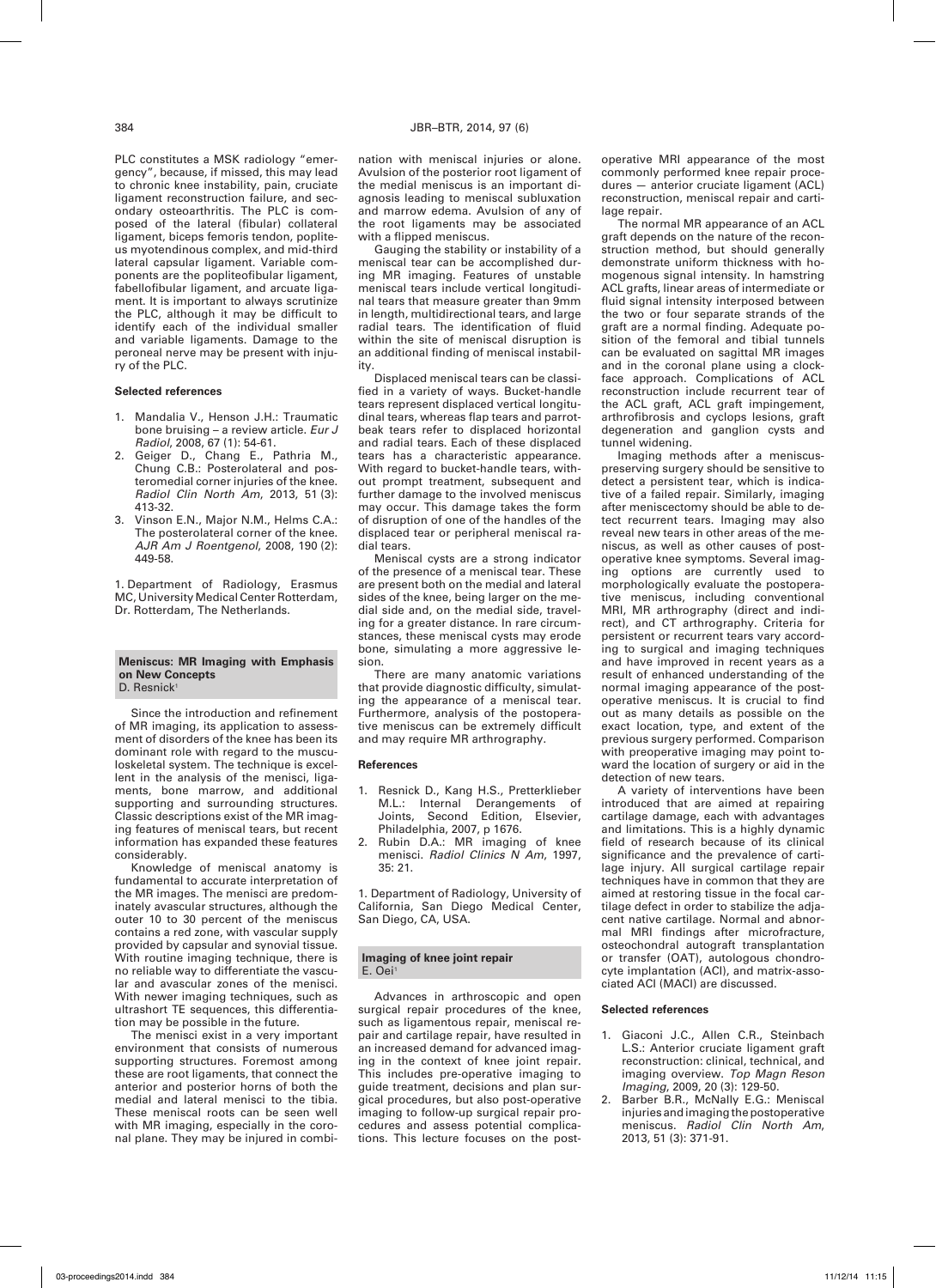PLC constitutes a MSK radiology "emergency", because, if missed, this may lead to chronic knee instability, pain, cruciate ligament reconstruction failure, and secondary osteoarthritis. The PLC is composed of the lateral (fibular) collateral ligament, biceps femoris tendon, popliteus myotendinous complex, and mid-third lateral capsular ligament. Variable components are the popliteofibular ligament, fabellofibular ligament, and arcuate ligament. It is important to always scrutinize the PLC, although it may be difficult to identify each of the individual smaller and variable ligaments. Damage to the peroneal nerve may be present with injury of the PLC.

**Selected references**

1. Mandalia V., Henson J.H.: Traumatic bone bruising – a review article. *Eur J Radiol*, 2008, 67 (1): 54-61.
2. Geiger D., Chang E., Pathria M., Chung C.B.: Posterolateral and posteromedial corner injuries of the knee. *Radiol Clin North Am*, 2013, 51 (3): 413-32.
3. Vinson E.N., Major N.M., Helms C.A.: The posterolateral corner of the knee. *AJR Am J Roentgenol*, 2008, 190 (2): 449-58.

1. Department of Radiology, Erasmus MC, University Medical Center Rotterdam, Dr. Rotterdam, The Netherlands.

## Meniscus: MR Imaging with Emphasis on New Concepts

D. Resnick[1]

Since the introduction and refinement of MR imaging, its application to assessment of disorders of the knee has been its dominant role with regard to the musculoskeletal system. The technique is excellent in the analysis of the menisci, ligaments, bone marrow, and additional supporting and surrounding structures. Classic descriptions exist of the MR imaging features of meniscal tears, but recent information has expanded these features considerably.

Knowledge of meniscal anatomy is fundamental to accurate interpretation of the MR images. The menisci are predominately avascular structures, although the outer 10 to 30 percent of the meniscus contains a red zone, with vascular supply provided by capsular and synovial tissue. With routine imaging technique, there is no reliable way to differentiate the vascular and avascular zones of the menisci. With newer imaging techniques, such as ultrashort TE sequences, this differentiation may be possible in the future.

The menisci exist in a very important environment that consists of numerous supporting structures. Foremost among these are root ligaments, that connect the anterior and posterior horns of both the medial and lateral menisci to the tibia. These meniscal roots can be seen well with MR imaging, especially in the coronal plane. They may be injured in combination with meniscal injuries or alone. Avulsion of the posterior root ligament of the medial meniscus is an important diagnosis leading to meniscal subluxation and marrow edema. Avulsion of any of the root ligaments may be associated with a flipped meniscus.

Gauging the stability or instability of a meniscal tear can be accomplished during MR imaging. Features of unstable meniscal tears include vertical longitudinal tears that measure greater than 9mm in length, multidirectional tears, and large radial tears. The identification of fluid within the site of meniscal disruption is an additional finding of meniscal instability.

Displaced meniscal tears can be classified in a variety of ways. Bucket-handle tears represent displaced vertical longitudinal tears, whereas flap tears and parrot-beak tears refer to displaced horizontal and radial tears. Each of these displaced tears has a characteristic appearance. With regard to bucket-handle tears, without prompt treatment, subsequent and further damage to the involved meniscus may occur. This damage takes the form of disruption of one of the handles of the displaced tear or peripheral meniscal radial tears.

Meniscal cysts are a strong indicator of the presence of a meniscal tear. These are present both on the medial and lateral sides of the knee, being larger on the medial side and, on the medial side, traveling for a greater distance. In rare circumstances, these meniscal cysts may erode bone, simulating a more aggressive lesion.

There are many anatomic variations that provide diagnostic difficulty, simulating the appearance of a meniscal tear. Furthermore, analysis of the postoperative meniscus can be extremely difficult and may require MR arthrography.

**References**

1. Resnick D., Kang H.S., Pretterklieber M.L.: Internal Derangements of Joints, Second Edition, Elsevier, Philadelphia, 2007, p 1676.
2. Rubin D.A.: MR imaging of knee menisci. *Radiol Clinics N Am*, 1997, 35: 21.

1. Department of Radiology, University of California, San Diego Medical Center, San Diego, CA, USA.

## Imaging of knee joint repair

E. Oei[1]

Advances in arthroscopic and open surgical repair procedures of the knee, such as ligamentous repair, meniscal repair and cartilage repair, have resulted in an increased demand for advanced imaging in the context of knee joint repair. This includes pre-operative imaging to guide treatment, decisions and plan surgical procedures, but also post-operative imaging to follow-up surgical repair procedures and assess potential complications. This lecture focuses on the postoperative MRI appearance of the most commonly performed knee repair procedures — anterior cruciate ligament (ACL) reconstruction, meniscal repair and cartilage repair.

The normal MR appearance of an ACL graft depends on the nature of the reconstruction method, but should generally demonstrate uniform thickness with homogenous signal intensity. In hamstring ACL grafts, linear areas of intermediate or fluid signal intensity interposed between the two or four separate strands of the graft are a normal finding. Adequate position of the femoral and tibial tunnels can be evaluated on sagittal MR images and in the coronal plane using a clock-face approach. Complications of ACL reconstruction include recurrent tear of the ACL graft, ACL graft impingement, arthrofibrosis and cyclops lesions, graft degeneration and ganglion cysts and tunnel widening.

Imaging methods after a meniscus-preserving surgery should be sensitive to detect a persistent tear, which is indicative of a failed repair. Similarly, imaging after meniscectomy should be able to detect recurrent tears. Imaging may also reveal new tears in other areas of the meniscus, as well as other causes of postoperative knee symptoms. Several imaging options are currently used to morphologically evaluate the postoperative meniscus, including conventional MRI, MR arthrography (direct and indirect), and CT arthrography. Criteria for persistent or recurrent tears vary according to surgical and imaging techniques and have improved in recent years as a result of enhanced understanding of the normal imaging appearance of the postoperative meniscus. It is crucial to find out as many details as possible on the exact location, type, and extent of the previous surgery performed. Comparison with preoperative imaging may point toward the location of surgery or aid in the detection of new tears.

A variety of interventions have been introduced that are aimed at repairing cartilage damage, each with advantages and limitations. This is a highly dynamic field of research because of its clinical significance and the prevalence of cartilage injury. All surgical cartilage repair techniques have in common that they are aimed at restoring tissue in the focal cartilage defect in order to stabilize the adjacent native cartilage. Normal and abnormal MRI findings after microfracture, osteochondral autograft transplantation or transfer (OAT), autologous chondrocyte implantation (ACI), and matrix-associated ACI (MACI) are discussed.

**Selected references**

1. Giaconi J.C., Allen C.R., Steinbach L.S.: Anterior cruciate ligament graft reconstruction: clinical, technical, and imaging overview. *Top Magn Reson Imaging*, 2009, 20 (3): 129-50.
2. Barber B.R., McNally E.G.: Meniscal injuries and imaging the postoperative meniscus. *Radiol Clin North Am*, 2013, 51 (3): 371-91.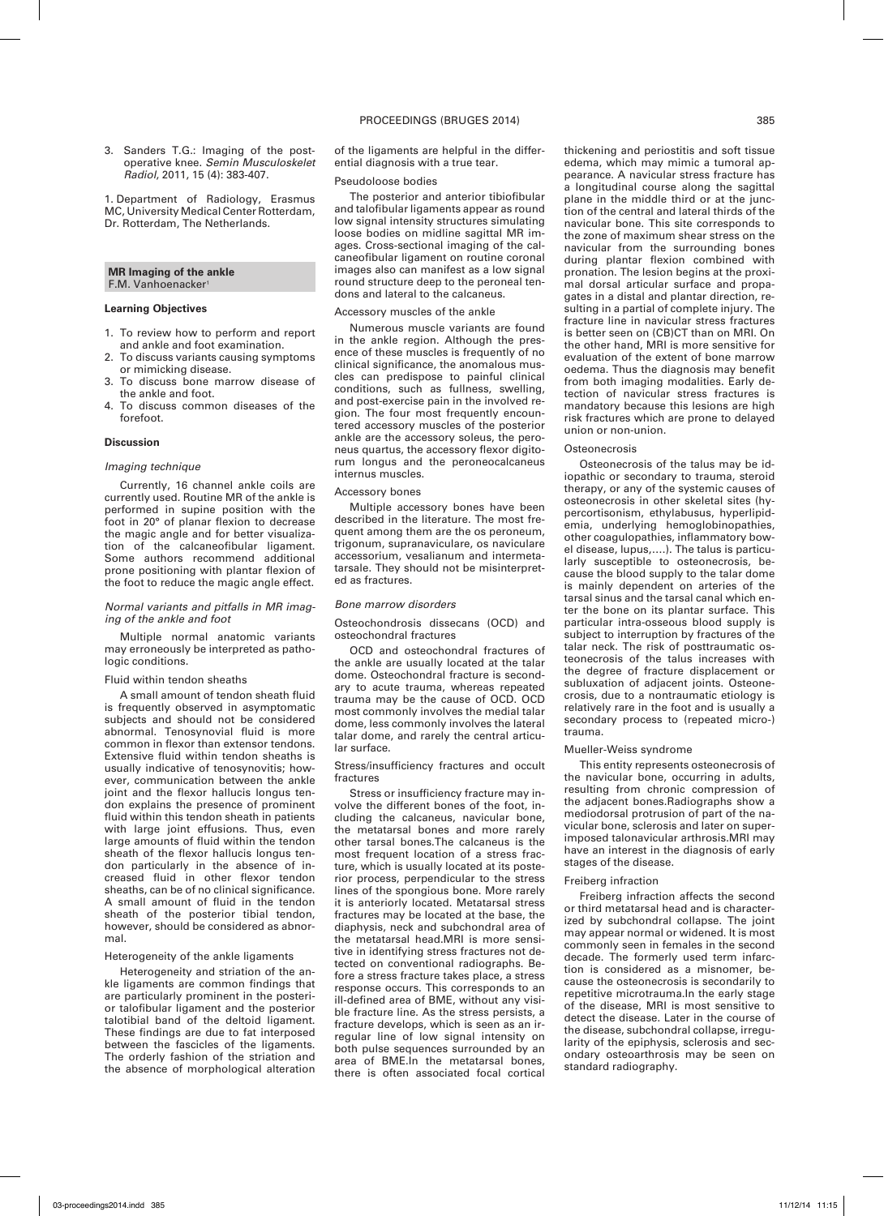3. Sanders T.G.: Imaging of the post-operative knee. *Semin Musculoskelet Radiol*, 2011, 15 (4): 383-407.

1. Department of Radiology, Erasmus MC, University Medical Center Rotterdam, Dr. Rotterdam, The Netherlands.

## MR Imaging of the ankle

F.M. Vanhoenacker[1]

### Learning Objectives

1. To review how to perform and report and ankle and foot examination.
2. To discuss variants causing symptoms or mimicking disease.
3. To discuss bone marrow disease of the ankle and foot.
4. To discuss common diseases of the forefoot.

### Discussion

#### *Imaging technique*

Currently, 16 channel ankle coils are currently used. Routine MR of the ankle is performed in supine position with the foot in 20° of planar flexion to decrease the magic angle and for better visualization of the calcaneofibular ligament. Some authors recommend additional prone positioning with plantar flexion of the foot to reduce the magic angle effect.

#### *Normal variants and pitfalls in MR imaging of the ankle and foot*

Multiple normal anatomic variants may erroneously be interpreted as pathologic conditions.

##### Fluid within tendon sheaths

A small amount of tendon sheath fluid is frequently observed in asymptomatic subjects and should not be considered abnormal. Tenosynovial fluid is more common in flexor than extensor tendons. Extensive fluid within tendon sheaths is usually indicative of tenosynovitis; however, communication between the ankle joint and the flexor hallucis longus tendon explains the presence of prominent fluid within this tendon sheath in patients with large joint effusions. Thus, even large amounts of fluid within the tendon sheath of the flexor hallucis longus tendon particularly in the absence of increased fluid in other flexor tendon sheaths, can be of no clinical significance. A small amount of fluid in the tendon sheath of the posterior tibial tendon, however, should be considered as abnormal.

##### Heterogeneity of the ankle ligaments

Heterogeneity and striation of the ankle ligaments are common findings that are particularly prominent in the posterior talofibular ligament and the posterior talotibial band of the deltoid ligament. These findings are due to fat interposed between the fascicles of the ligaments. The orderly fashion of the striation and the absence of morphological alteration of the ligaments are helpful in the differential diagnosis with a true tear.

##### Pseudoloose bodies

The posterior and anterior tibiofibular and talofibular ligaments appear as round low signal intensity structures simulating loose bodies on midline sagittal MR images. Cross-sectional imaging of the calcaneofibular ligament on routine coronal images also can manifest as a low signal round structure deep to the peroneal tendons and lateral to the calcaneus.

##### Accessory muscles of the ankle

Numerous muscle variants are found in the ankle region. Although the presence of these muscles is frequently of no clinical significance, the anomalous muscles can predispose to painful clinical conditions, such as fullness, swelling, and post-exercise pain in the involved region. The four most frequently encountered accessory muscles of the posterior ankle are the accessory soleus, the peroneus quartus, the accessory flexor digitorum longus and the peroneocalcaneus internus muscles.

##### Accessory bones

Multiple accessory bones have been described in the literature. The most frequent among them are the os peroneum, trigonum, supranaviculare, os naviculare accessorium, vesalianum and intermetatarsale. They should not be misinterpreted as fractures.

#### *Bone marrow disorders*

##### Osteochondrosis dissecans (OCD) and osteochondral fractures

OCD and osteochondral fractures of the ankle are usually located at the talar dome. Osteochondral fracture is secondary to acute trauma, whereas repeated trauma may be the cause of OCD. OCD most commonly involves the medial talar dome, less commonly involves the lateral talar dome, and rarely the central articular surface.

##### Stress/insufficiency fractures and occult fractures

Stress or insufficiency fracture may involve the different bones of the foot, including the calcaneus, navicular bone, the metatarsal bones and more rarely other tarsal bones.The calcaneus is the most frequent location of a stress fracture, which is usually located at its posterior process, perpendicular to the stress lines of the spongious bone. More rarely it is anteriorly located. Metatarsal stress fractures may be located at the base, the diaphysis, neck and subchondral area of the metatarsal head.MRI is more sensitive in identifying stress fractures not detected on conventional radiographs. Before a stress fracture takes place, a stress response occurs. This corresponds to an ill-defined area of BME, without any visible fracture line. As the stress persists, a fracture develops, which is seen as an irregular line of low signal intensity on both pulse sequences surrounded by an area of BME.In the metatarsal bones, there is often associated focal cortical thickening and periostitis and soft tissue edema, which may mimic a tumoral appearance. A navicular stress fracture has a longitudinal course along the sagittal plane in the middle third or at the junction of the central and lateral thirds of the navicular bone. This site corresponds to the zone of maximum shear stress on the navicular from the surrounding bones during plantar flexion combined with pronation. The lesion begins at the proximal dorsal articular surface and propagates in a distal and plantar direction, resulting in a partial of complete injury. The fracture line in navicular stress fractures is better seen on (CB)CT than on MRI. On the other hand, MRI is more sensitive for evaluation of the extent of bone marrow oedema. Thus the diagnosis may benefit from both imaging modalities. Early detection of navicular stress fractures is mandatory because this lesions are high risk fractures which are prone to delayed union or non-union.

##### Osteonecrosis

Osteonecrosis of the talus may be idiopathic or secondary to trauma, steroid therapy, or any of the systemic causes of osteonecrosis in other skeletal sites (hypercortisonism, ethylabusus, hyperlipidemia, underlying hemoglobinopathies, other coagulopathies, inflammatory bowel disease, lupus,….). The talus is particularly susceptible to osteonecrosis, because the blood supply to the talar dome is mainly dependent on arteries of the tarsal sinus and the tarsal canal which enter the bone on its plantar surface. This particular intra-osseous blood supply is subject to interruption by fractures of the talar neck. The risk of posttraumatic osteonecrosis of the talus increases with the degree of fracture displacement or subluxation of adjacent joints. Osteonecrosis, due to a nontraumatic etiology is relatively rare in the foot and is usually a secondary process to (repeated micro-) trauma.

##### Mueller-Weiss syndrome

This entity represents osteonecrosis of the navicular bone, occurring in adults, resulting from chronic compression of the adjacent bones.Radiographs show a mediodorsal protrusion of part of the navicular bone, sclerosis and later on superimposed talonavicular arthrosis.MRI may have an interest in the diagnosis of early stages of the disease.

##### Freiberg infraction

Freiberg infraction affects the second or third metatarsal head and is characterized by subchondral collapse. The joint may appear normal or widened. It is most commonly seen in females in the second decade. The formerly used term infarction is considered as a misnomer, because the osteonecrosis is secondarily to repetitive microtrauma.In the early stage of the disease, MRI is most sensitive to detect the disease. Later in the course of the disease, subchondral collapse, irregularity of the epiphysis, sclerosis and secondary osteoarthrosis may be seen on standard radiography.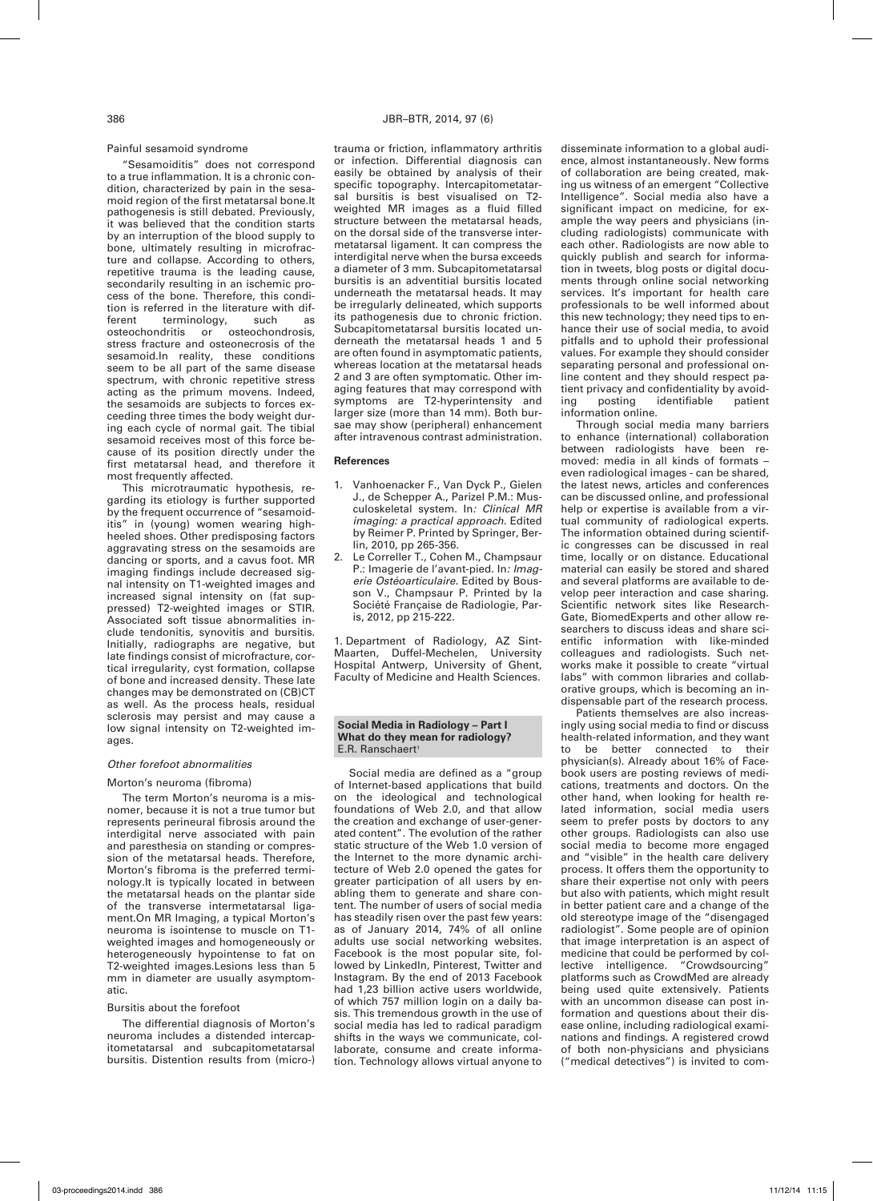Painful sesamoid syndrome

"Sesamoiditis" does not correspond to a true inflammation. It is a chronic condition, characterized by pain in the sesamoid region of the first metatarsal bone.It pathogenesis is still debated. Previously, it was believed that the condition starts by an interruption of the blood supply to bone, ultimately resulting in microfracture and collapse. According to others, repetitive trauma is the leading cause, secondarily resulting in an ischemic process of the bone. Therefore, this condition is referred in the literature with different terminology, such as osteochondritis or osteochondrosis, stress fracture and osteonecrosis of the sesamoid.In reality, these conditions seem to be all part of the same disease spectrum, with chronic repetitive stress acting as the primum movens. Indeed, the sesamoids are subjects to forces exceeding three times the body weight during each cycle of normal gait. The tibial sesamoid receives most of this force because of its position directly under the first metatarsal head, and therefore it most frequently affected.

This microtraumatic hypothesis, regarding its etiology is further supported by the frequent occurrence of "sesamoiditis" in (young) women wearing high-heeled shoes. Other predisposing factors aggravating stress on the sesamoids are dancing or sports, and a cavus foot. MR imaging findings include decreased signal intensity on T1-weighted images and increased signal intensity on (fat suppressed) T2-weighted images or STIR. Associated soft tissue abnormalities include tendonitis, synovitis and bursitis. Initially, radiographs are negative, but late findings consist of microfracture, cortical irregularity, cyst formation, collapse of bone and increased density. These late changes may be demonstrated on (CB)CT as well. As the process heals, residual sclerosis may persist and may cause a low signal intensity on T2-weighted images.

*Other forefoot abnormalities*

Morton's neuroma (fibroma)

The term Morton's neuroma is a misnomer, because it is not a true tumor but represents perineural fibrosis around the interdigital nerve associated with pain and paresthesia on standing or compression of the metatarsal heads. Therefore, Morton's fibroma is the preferred terminology.It is typically located in between the metatarsal heads on the plantar side of the transverse intermetatarsal ligament.On MR Imaging, a typical Morton's neuroma is isointense to muscle on T1-weighted images and homogeneously or heterogeneously hypointense to fat on T2-weighted images.Lesions less than 5 mm in diameter are usually asymptomatic.

Bursitis about the forefoot

The differential diagnosis of Morton's neuroma includes a distended intercapitometatarsal and subcapitometatarsal bursitis. Distention results from (micro-) trauma or friction, inflammatory arthritis or infection. Differential diagnosis can easily be obtained by analysis of their specific topography. Intercapitometatarsal bursitis is best visualised on T2-weighted MR images as a fluid filled structure between the metatarsal heads, on the dorsal side of the transverse intermetatarsal ligament. It can compress the interdigital nerve when the bursa exceeds a diameter of 3 mm. Subcapitometatarsal bursitis is an adventitial bursitis located underneath the metatarsal heads. It may be irregularly delineated, which supports its pathogenesis due to chronic friction. Subcapitometatarsal bursitis located underneath the metatarsal heads 1 and 5 are often found in asymptomatic patients, whereas location at the metatarsal heads 2 and 3 are often symptomatic. Other imaging features that may correspond with symptoms are T2-hyperintensity and larger size (more than 14 mm). Both bursae may show (peripheral) enhancement after intravenous contrast administration.

**References**

1. Vanhoenacker F., Van Dyck P., Gielen J., de Schepper A., Parizel P.M.: Musculoskeletal system. In*: Clinical MR imaging: a practical approach.* Edited by Reimer P. Printed by Springer, Berlin, 2010, pp 265-356.
2. Le Correller T., Cohen M., Champsaur P.: Imagerie de l'avant-pied. In*: Imagerie Ostéoarticulaire.* Edited by Bousson V., Champsaur P. Printed by la Société Française de Radiologie, Paris, 2012, pp 215-222.

1. Department of Radiology, AZ Sint-Maarten, Duffel-Mechelen, University Hospital Antwerp, University of Ghent, Faculty of Medicine and Health Sciences.

## Social Media in Radiology – Part I What do they mean for radiology?

E.R. Ranschaert[1]

Social media are defined as a "group of Internet-based applications that build on the ideological and technological foundations of Web 2.0, and that allow the creation and exchange of user-generated content". The evolution of the rather static structure of the Web 1.0 version of the Internet to the more dynamic architecture of Web 2.0 opened the gates for greater participation of all users by enabling them to generate and share content. The number of users of social media has steadily risen over the past few years: as of January 2014, 74% of all online adults use social networking websites. Facebook is the most popular site, followed by LinkedIn, Pinterest, Twitter and Instagram. By the end of 2013 Facebook had 1,23 billion active users worldwide, of which 757 million login on a daily basis. This tremendous growth in the use of social media has led to radical paradigm shifts in the ways we communicate, collaborate, consume and create information. Technology allows virtual anyone to disseminate information to a global audience, almost instantaneously. New forms of collaboration are being created, making us witness of an emergent "Collective Intelligence". Social media also have a significant impact on medicine, for example the way peers and physicians (including radiologists) communicate with each other. Radiologists are now able to quickly publish and search for information in tweets, blog posts or digital documents through online social networking services. It's important for health care professionals to be well informed about this new technology; they need tips to enhance their use of social media, to avoid pitfalls and to uphold their professional values. For example they should consider separating personal and professional online content and they should respect patient privacy and confidentiality by avoiding posting identifiable patient information online.

Through social media many barriers to enhance (international) collaboration between radiologists have been removed: media in all kinds of formats – even radiological images - can be shared, the latest news, articles and conferences can be discussed online, and professional help or expertise is available from a virtual community of radiological experts. The information obtained during scientific congresses can be discussed in real time, locally or on distance. Educational material can easily be stored and shared and several platforms are available to develop peer interaction and case sharing. Scientific network sites like ResearchGate, BiomedExperts and other allow researchers to discuss ideas and share scientific information with like-minded colleagues and radiologists. Such networks make it possible to create "virtual labs" with common libraries and collaborative groups, which is becoming an indispensable part of the research process.

Patients themselves are also increasingly using social media to find or discuss health-related information, and they want to be better connected to their physician(s). Already about 16% of Facebook users are posting reviews of medications, treatments and doctors. On the other hand, when looking for health related information, social media users seem to prefer posts by doctors to any other groups. Radiologists can also use social media to become more engaged and "visible" in the health care delivery process. It offers them the opportunity to share their expertise not only with peers but also with patients, which might result in better patient care and a change of the old stereotype image of the "disengaged radiologist". Some people are of opinion that image interpretation is an aspect of medicine that could be performed by collective intelligence. "Crowdsourcing" platforms such as CrowdMed are already being used quite extensively. Patients with an uncommon disease can post information and questions about their disease online, including radiological examinations and findings. A registered crowd of both non-physicians and physicians ("medical detectives") is invited to com-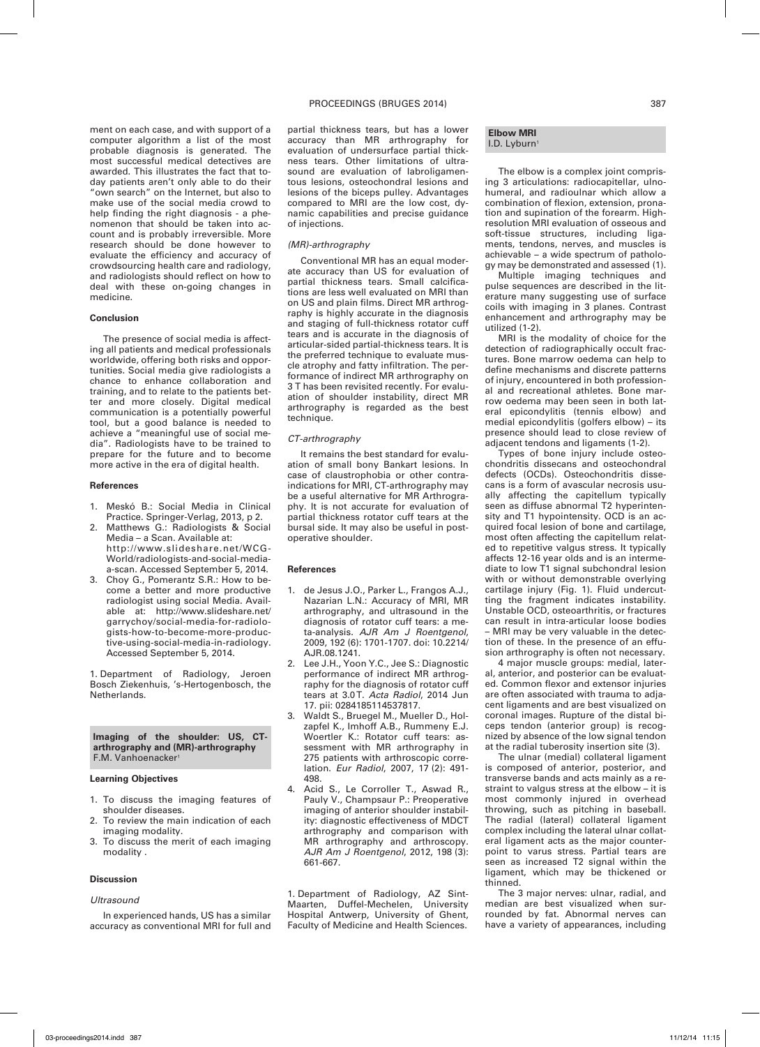ment on each case, and with support of a computer algorithm a list of the most probable diagnosis is generated. The most successful medical detectives are awarded. This illustrates the fact that today patients aren't only able to do their "own search" on the Internet, but also to make use of the social media crowd to help finding the right diagnosis - a phenomenon that should be taken into account and is probably irreversible. More research should be done however to evaluate the efficiency and accuracy of crowdsourcing health care and radiology, and radiologists should reflect on how to deal with these on-going changes in medicine.

### Conclusion

The presence of social media is affecting all patients and medical professionals worldwide, offering both risks and opportunities. Social media give radiologists a chance to enhance collaboration and training, and to relate to the patients better and more closely. Digital medical communication is a potentially powerful tool, but a good balance is needed to achieve a "meaningful use of social media". Radiologists have to be trained to prepare for the future and to become more active in the era of digital health.

### References

1. Meskó B.: Social Media in Clinical Practice. Springer-Verlag, 2013, p 2.
2. Matthews G.: Radiologists & Social Media – a Scan. Available at: http://www.slideshare.net/WCG-World/radiologists-and-social-media-a-scan. Accessed September 5, 2014.
3. Choy G., Pomerantz S.R.: How to become a better and more productive radiologist using social Media. Available at: http://www.slideshare.net/garrychoy/social-media-for-radiologists-how-to-become-more-productive-using-social-media-in-radiology. Accessed September 5, 2014.

1. Department of Radiology, Jeroen Bosch Ziekenhuis, 's-Hertogenbosch, the Netherlands.

## Imaging of the shoulder: US, CT-arthrography and (MR)-arthrography

F.M. Vanhoenacker[1]

### Learning Objectives

1. To discuss the imaging features of shoulder diseases.
2. To review the main indication of each imaging modality.
3. To discuss the merit of each imaging modality .

### Discussion

#### *Ultrasound*

In experienced hands, US has a similar accuracy as conventional MRI for full and partial thickness tears, but has a lower accuracy than MR arthrography for evaluation of undersurface partial thickness tears. Other limitations of ultrasound are evaluation of labroligamentous lesions, osteochondral lesions and lesions of the biceps pulley. Advantages compared to MRI are the low cost, dynamic capabilities and precise guidance of injections.

#### *(MR)-arthrography*

Conventional MR has an equal moderate accuracy than US for evaluation of partial thickness tears. Small calcifications are less well evaluated on MRI than on US and plain films. Direct MR arthrography is highly accurate in the diagnosis and staging of full-thickness rotator cuff tears and is accurate in the diagnosis of articular-sided partial-thickness tears. It is the preferred technique to evaluate muscle atrophy and fatty infiltration. The performance of indirect MR arthrography on 3 T has been revisited recently. For evaluation of shoulder instability, direct MR arthrography is regarded as the best technique.

#### *CT-arthrography*

It remains the best standard for evaluation of small bony Bankart lesions. In case of claustrophobia or other contraindications for MRI, CT-arthrography may be a useful alternative for MR Arthrography. It is not accurate for evaluation of partial thickness rotator cuff tears at the bursal side. It may also be useful in postoperative shoulder.

### References

1. de Jesus J.O., Parker L., Frangos A.J., Nazarian L.N.: Accuracy of MRI, MR arthrography, and ultrasound in the diagnosis of rotator cuff tears: a meta-analysis. *AJR Am J Roentgenol*, 2009, 192 (6): 1701-1707. doi: 10.2214/AJR.08.1241.
2. Lee J.H., Yoon Y.C., Jee S.: Diagnostic performance of indirect MR arthrography for the diagnosis of rotator cuff tears at 3.0 T. *Acta Radiol*, 2014 Jun 17. pii: 0284185114537817.
3. Waldt S., Bruegel M., Mueller D., Holzapfel K., Imhoff A.B., Rummeny E.J. Woertler K.: Rotator cuff tears: assessment with MR arthrography in 275 patients with arthroscopic correlation. *Eur Radiol*, 2007, 17 (2): 491-498.
4. Acid S., Le Corroller T., Aswad R., Pauly V., Champsaur P.: Preoperative imaging of anterior shoulder instability: diagnostic effectiveness of MDCT arthrography and comparison with MR arthrography and arthroscopy. *AJR Am J Roentgenol*, 2012, 198 (3): 661-667.

1. Department of Radiology, AZ Sint-Maarten, Duffel-Mechelen, University Hospital Antwerp, University of Ghent, Faculty of Medicine and Health Sciences.

## Elbow MRI

I.D. Lyburn[1]

The elbow is a complex joint comprising 3 articulations: radiocapitellar, ulnohumeral, and radioulnar which allow a combination of flexion, extension, pronation and supination of the forearm. High-resolution MRI evaluation of osseous and soft-tissue structures, including ligaments, tendons, nerves, and muscles is achievable – a wide spectrum of pathology may be demonstrated and assessed (1).

Multiple imaging techniques and pulse sequences are described in the literature many suggesting use of surface coils with imaging in 3 planes. Contrast enhancement and arthrography may be utilized (1-2).

MRI is the modality of choice for the detection of radiographically occult fractures. Bone marrow oedema can help to define mechanisms and discrete patterns of injury, encountered in both professional and recreational athletes. Bone marrow oedema may been seen in both lateral epicondylitis (tennis elbow) and medial epicondylitis (golfers elbow) – its presence should lead to close review of adjacent tendons and ligaments (1-2).

Types of bone injury include osteochondritis dissecans and osteochondral defects (OCDs). Osteochondritis dissecans is a form of avascular necrosis usually affecting the capitellum typically seen as diffuse abnormal T2 hyperintensity and T1 hypointensity. OCD is an acquired focal lesion of bone and cartilage, most often affecting the capitellum related to repetitive valgus stress. It typically affects 12-16 year olds and is an intermediate to low T1 signal subchondral lesion with or without demonstrable overlying cartilage injury (Fig. 1). Fluid undercutting the fragment indicates instability. Unstable OCD, osteoarthritis, or fractures can result in intra-articular loose bodies – MRI may be very valuable in the detection of these. In the presence of an effusion arthrography is often not necessary.

4 major muscle groups: medial, lateral, anterior, and posterior can be evaluated. Common flexor and extensor injuries are often associated with trauma to adjacent ligaments and are best visualized on coronal images. Rupture of the distal biceps tendon (anterior group) is recognized by absence of the low signal tendon at the radial tuberosity insertion site (3).

The ulnar (medial) collateral ligament is composed of anterior, posterior, and transverse bands and acts mainly as a restraint to valgus stress at the elbow – it is most commonly injured in overhead throwing, such as pitching in baseball. The radial (lateral) collateral ligament complex including the lateral ulnar collateral ligament acts as the major counterpoint to varus stress. Partial tears are seen as increased T2 signal within the ligament, which may be thickened or thinned.

The 3 major nerves: ulnar, radial, and median are best visualized when surrounded by fat. Abnormal nerves can have a variety of appearances, including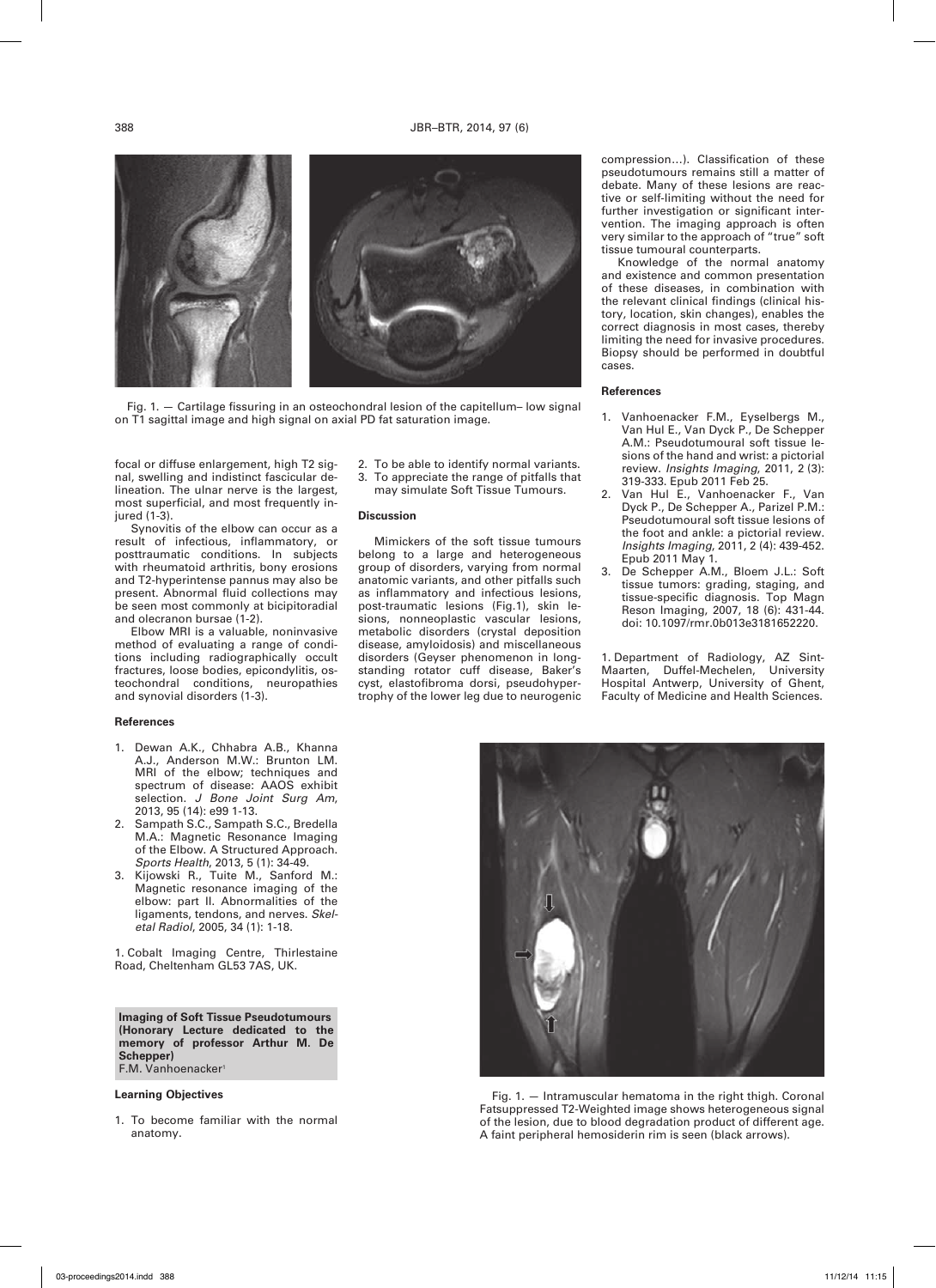Fig. 1. — Cartilage fissuring in an osteochondral lesion of the capitellum– low signal on T1 sagittal image and high signal on axial PD fat saturation image.

focal or diffuse enlargement, high T2 signal, swelling and indistinct fascicular delineation. The ulnar nerve is the largest, most superficial, and most frequently injured (1-3).

Synovitis of the elbow can occur as a result of infectious, inflammatory, or posttraumatic conditions. In subjects with rheumatoid arthritis, bony erosions and T2-hyperintense pannus may also be present. Abnormal fluid collections may be seen most commonly at bicipitoradial and olecranon bursae (1-2).

Elbow MRI is a valuable, noninvasive method of evaluating a range of conditions including radiographically occult fractures, loose bodies, epicondylitis, osteochondral conditions, neuropathies and synovial disorders (1-3).

#### References

1. Dewan A.K., Chhabra A.B., Khanna A.J., Anderson M.W.: Brunton LM. MRI of the elbow; techniques and spectrum of disease: AAOS exhibit selection. *J Bone Joint Surg Am*, 2013, 95 (14): e99 1-13.
2. Sampath S.C., Sampath S.C., Bredella M.A.: Magnetic Resonance Imaging of the Elbow. A Structured Approach. *Sports Health*, 2013, 5 (1): 34-49.
3. Kijowski R., Tuite M., Sanford M.: Magnetic resonance imaging of the elbow: part II. Abnormalities of the ligaments, tendons, and nerves. *Skeletal Radiol*, 2005, 34 (1): 1-18.

1. Cobalt Imaging Centre, Thirlestaine Road, Cheltenham GL53 7AS, UK.

## Imaging of Soft Tissue Pseudotumours (Honorary Lecture dedicated to the memory of professor Arthur M. De Schepper)

F.M. Vanhoenacker[1]

#### Learning Objectives

1. To become familiar with the normal anatomy.
2. To be able to identify normal variants.
3. To appreciate the range of pitfalls that may simulate Soft Tissue Tumours.

#### Discussion

Mimickers of the soft tissue tumours belong to a large and heterogeneous group of disorders, varying from normal anatomic variants, and other pitfalls such as inflammatory and infectious lesions, post-traumatic lesions (Fig.1), skin lesions, nonneoplastic vascular lesions, metabolic disorders (crystal deposition disease, amyloidosis) and miscellaneous disorders (Geyser phenomenon in longstanding rotator cuff disease, Baker's cyst, elastofibroma dorsi, pseudohypertrophy of the lower leg due to neurogenic compression…). Classification of these pseudotumours remains still a matter of debate. Many of these lesions are reactive or self-limiting without the need for further investigation or significant intervention. The imaging approach is often very similar to the approach of "true" soft tissue tumoural counterparts.

Knowledge of the normal anatomy and existence and common presentation of these diseases, in combination with the relevant clinical findings (clinical history, location, skin changes), enables the correct diagnosis in most cases, thereby limiting the need for invasive procedures. Biopsy should be performed in doubtful cases.

#### References

1. Vanhoenacker F.M., Eyselbergs M., Van Hul E., Van Dyck P., De Schepper A.M.: Pseudotumoural soft tissue lesions of the hand and wrist: a pictorial review. *Insights Imaging*, 2011, 2 (3): 319-333. Epub 2011 Feb 25.
2. Van Hul E., Vanhoenacker F., Van Dyck P., De Schepper A., Parizel P.M.: Pseudotumoural soft tissue lesions of the foot and ankle: a pictorial review. *Insights Imaging*, 2011, 2 (4): 439-452. Epub 2011 May 1.
3. De Schepper A.M., Bloem J.L.: Soft tissue tumors: grading, staging, and tissue-specific diagnosis. Top Magn Reson Imaging, 2007, 18 (6): 431-44. doi: 10.1097/rmr.0b013e3181652220.

1. Department of Radiology, AZ Sint-Maarten, Duffel-Mechelen, University Hospital Antwerp, University of Ghent, Faculty of Medicine and Health Sciences.

Fig. 1. — Intramuscular hematoma in the right thigh. Coronal Fatsuppressed T2-Weighted image shows heterogeneous signal of the lesion, due to blood degradation product of different age. A faint peripheral hemosiderin rim is seen (black arrows).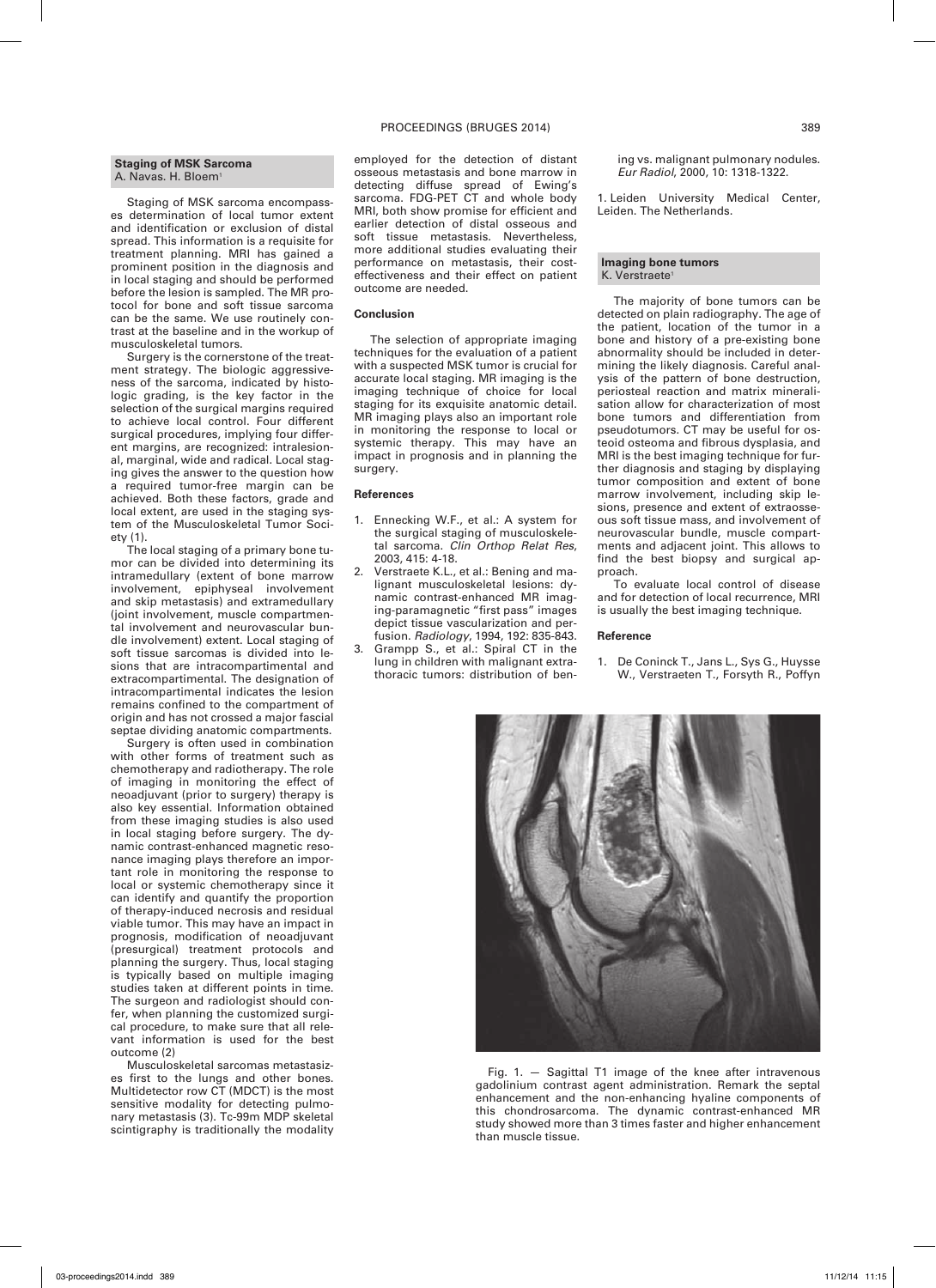## Staging of MSK Sarcoma

A. Navas. H. Bloem[1]

Staging of MSK sarcoma encompasses determination of local tumor extent and identification or exclusion of distal spread. This information is a requisite for treatment planning. MRI has gained a prominent position in the diagnosis and in local staging and should be performed before the lesion is sampled. The MR protocol for bone and soft tissue sarcoma can be the same. We use routinely contrast at the baseline and in the workup of musculoskeletal tumors.

Surgery is the cornerstone of the treatment strategy. The biologic aggressiveness of the sarcoma, indicated by histologic grading, is the key factor in the selection of the surgical margins required to achieve local control. Four different surgical procedures, implying four different margins, are recognized: intralesional, marginal, wide and radical. Local staging gives the answer to the question how a required tumor-free margin can be achieved. Both these factors, grade and local extent, are used in the staging system of the Musculoskeletal Tumor Society (1).

The local staging of a primary bone tumor can be divided into determining its intramedullary (extent of bone marrow involvement, epiphyseal involvement and skip metastasis) and extramedullary (joint involvement, muscle compartmental involvement and neurovascular bundle involvement) extent. Local staging of soft tissue sarcomas is divided into lesions that are intracompartimental and extracompartimental. The designation of intracompartimental indicates the lesion remains confined to the compartment of origin and has not crossed a major fascial septae dividing anatomic compartments.

Surgery is often used in combination with other forms of treatment such as chemotherapy and radiotherapy. The role of imaging in monitoring the effect of neoadjuvant (prior to surgery) therapy is also key essential. Information obtained from these imaging studies is also used in local staging before surgery. The dynamic contrast-enhanced magnetic resonance imaging plays therefore an important role in monitoring the response to local or systemic chemotherapy since it can identify and quantify the proportion of therapy-induced necrosis and residual viable tumor. This may have an impact in prognosis, modification of neoadjuvant (presurgical) treatment protocols and planning the surgery. Thus, local staging is typically based on multiple imaging studies taken at different points in time. The surgeon and radiologist should confer, when planning the customized surgical procedure, to make sure that all relevant information is used for the best outcome (2)

Musculoskeletal sarcomas metastasizes first to the lungs and other bones. Multidetector row CT (MDCT) is the most sensitive modality for detecting pulmonary metastasis (3). Tc-99m MDP skeletal scintigraphy is traditionally the modality employed for the detection of distant osseous metastasis and bone marrow in detecting diffuse spread of Ewing's sarcoma. FDG-PET CT and whole body MRI, both show promise for efficient and earlier detection of distal osseous and soft tissue metastasis. Nevertheless, more additional studies evaluating their performance on metastasis, their cost-effectiveness and their effect on patient outcome are needed.

### Conclusion

The selection of appropriate imaging techniques for the evaluation of a patient with a suspected MSK tumor is crucial for accurate local staging. MR imaging is the imaging technique of choice for local staging for its exquisite anatomic detail. MR imaging plays also an important role in monitoring the response to local or systemic therapy. This may have an impact in prognosis and in planning the surgery.

### References

1. Ennecking W.F., et al.: A system for the surgical staging of musculoskeletal sarcoma. *Clin Orthop Relat Res*, 2003, 415: 4-18.
2. Verstraete K.L., et al.: Bening and malignant musculoskeletal lesions: dynamic contrast-enhanced MR imaging-paramagnetic "first pass" images depict tissue vascularization and perfusion. *Radiology*, 1994, 192: 835-843.
3. Grampp S., et al.: Spiral CT in the lung in children with malignant extra-thoracic tumors: distribution of bening vs. malignant pulmonary nodules. *Eur Radiol*, 2000, 10: 1318-1322.

1. Leiden University Medical Center, Leiden. The Netherlands.

## Imaging bone tumors

K. Verstraete[1]

The majority of bone tumors can be detected on plain radiography. The age of the patient, location of the tumor in a bone and history of a pre-existing bone abnormality should be included in determining the likely diagnosis. Careful analysis of the pattern of bone destruction, periosteal reaction and matrix mineralisation allow for characterization of most bone tumors and differentiation from pseudotumors. CT may be useful for osteoid osteoma and fibrous dysplasia, and MRI is the best imaging technique for further diagnosis and staging by displaying tumor composition and extent of bone marrow involvement, including skip lesions, presence and extent of extraosseous soft tissue mass, and involvement of neurovascular bundle, muscle compartments and adjacent joint. This allows to find the best biopsy and surgical approach.

To evaluate local control of disease and for detection of local recurrence, MRI is usually the best imaging technique.

### Reference

1. De Coninck T., Jans L., Sys G., Huysse W., Verstraeten T., Forsyth R., Poffyn

Fig. 1. — Sagittal T1 image of the knee after intravenous gadolinium contrast agent administration. Remark the septal enhancement and the non-enhancing hyaline components of this chondrosarcoma. The dynamic contrast-enhanced MR study showed more than 3 times faster and higher enhancement than muscle tissue.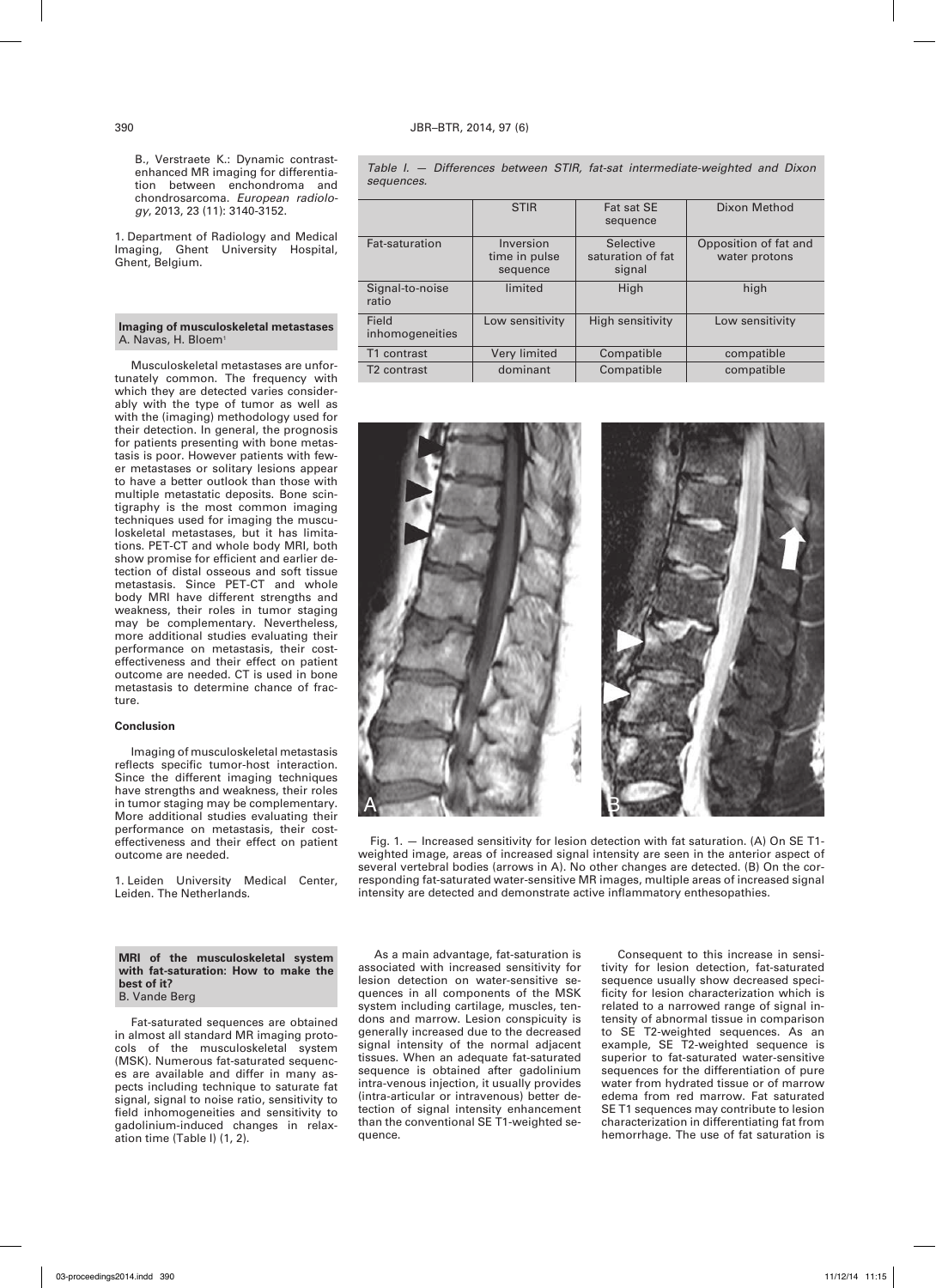B., Verstraete K.: Dynamic contrast-enhanced MR imaging for differentiation between enchondroma and chondrosarcoma. *European radiology*, 2013, 23 (11): 3140-3152.

1. Department of Radiology and Medical Imaging, Ghent University Hospital, Ghent, Belgium.

### Imaging of musculoskeletal metastases
A. Navas, H. Bloem[1]

Musculoskeletal metastases are unfortunately common. The frequency with which they are detected varies considerably with the type of tumor as well as with the (imaging) methodology used for their detection. In general, the prognosis for patients presenting with bone metastasis is poor. However patients with fewer metastases or solitary lesions appear to have a better outlook than those with multiple metastatic deposits. Bone scintigraphy is the most common imaging techniques used for imaging the musculoskeletal metastases, but it has limitations. PET-CT and whole body MRI, both show promise for efficient and earlier detection of distal osseous and soft tissue metastasis. Since PET-CT and whole body MRI have different strengths and weakness, their roles in tumor staging may be complementary. Nevertheless, more additional studies evaluating their performance on metastasis, their cost-effectiveness and their effect on patient outcome are needed. CT is used in bone metastasis to determine chance of fracture.

#### Conclusion

Imaging of musculoskeletal metastasis reflects specific tumor-host interaction. Since the different imaging techniques have strengths and weakness, their roles in tumor staging may be complementary. More additional studies evaluating their performance on metastasis, their cost-effectiveness and their effect on patient outcome are needed.

1. Leiden University Medical Center, Leiden. The Netherlands.

### MRI of the musculoskeletal system with fat-saturation: How to make the best of it?
B. Vande Berg

Fat-saturated sequences are obtained in almost all standard MR imaging protocols of the musculoskeletal system (MSK). Numerous fat-saturated sequences are available and differ in many aspects including technique to saturate fat signal, signal to noise ratio, sensitivity to field inhomogeneities and sensitivity to gadolinium-induced changes in relaxation time (Table I) (1, 2).

*Table I. — Differences between STIR, fat-sat intermediate-weighted and Dixon sequences.*

| | STIR | Fat sat SE sequence | Dixon Method |
|---|---|---|---|
| Fat-saturation | Inversion time in pulse sequence | Selective saturation of fat signal | Opposition of fat and water protons |
| Signal-to-noise ratio | limited | High | high |
| Field inhomogeneities | Low sensitivity | High sensitivity | Low sensitivity |
| T1 contrast | Very limited | Compatible | compatible |
| T2 contrast | dominant | Compatible | compatible |

Fig. 1. — Increased sensitivity for lesion detection with fat saturation. (A) On SE T1-weighted image, areas of increased signal intensity are seen in the anterior aspect of several vertebral bodies (arrows in A). No other changes are detected. (B) On the corresponding fat-saturated water-sensitive MR images, multiple areas of increased signal intensity are detected and demonstrate active inflammatory enthesopathies.

As a main advantage, fat-saturation is associated with increased sensitivity for lesion detection on water-sensitive sequences in all components of the MSK system including cartilage, muscles, tendons and marrow. Lesion conspicuity is generally increased due to the decreased signal intensity of the normal adjacent tissues. When an adequate fat-saturated sequence is obtained after gadolinium intra-venous injection, it usually provides (intra-articular or intravenous) better detection of signal intensity enhancement than the conventional SE T1-weighted sequence.

Consequent to this increase in sensitivity for lesion detection, fat-saturated sequence usually show decreased specificity for lesion characterization which is related to a narrowed range of signal intensity of abnormal tissue in comparison to SE T2-weighted sequences. As an example, SE T2-weighted sequence is superior to fat-saturated water-sensitive sequences for the differentiation of pure water from hydrated tissue or of marrow edema from red marrow. Fat saturated SE T1 sequences may contribute to lesion characterization in differentiating fat from hemorrhage. The use of fat saturation is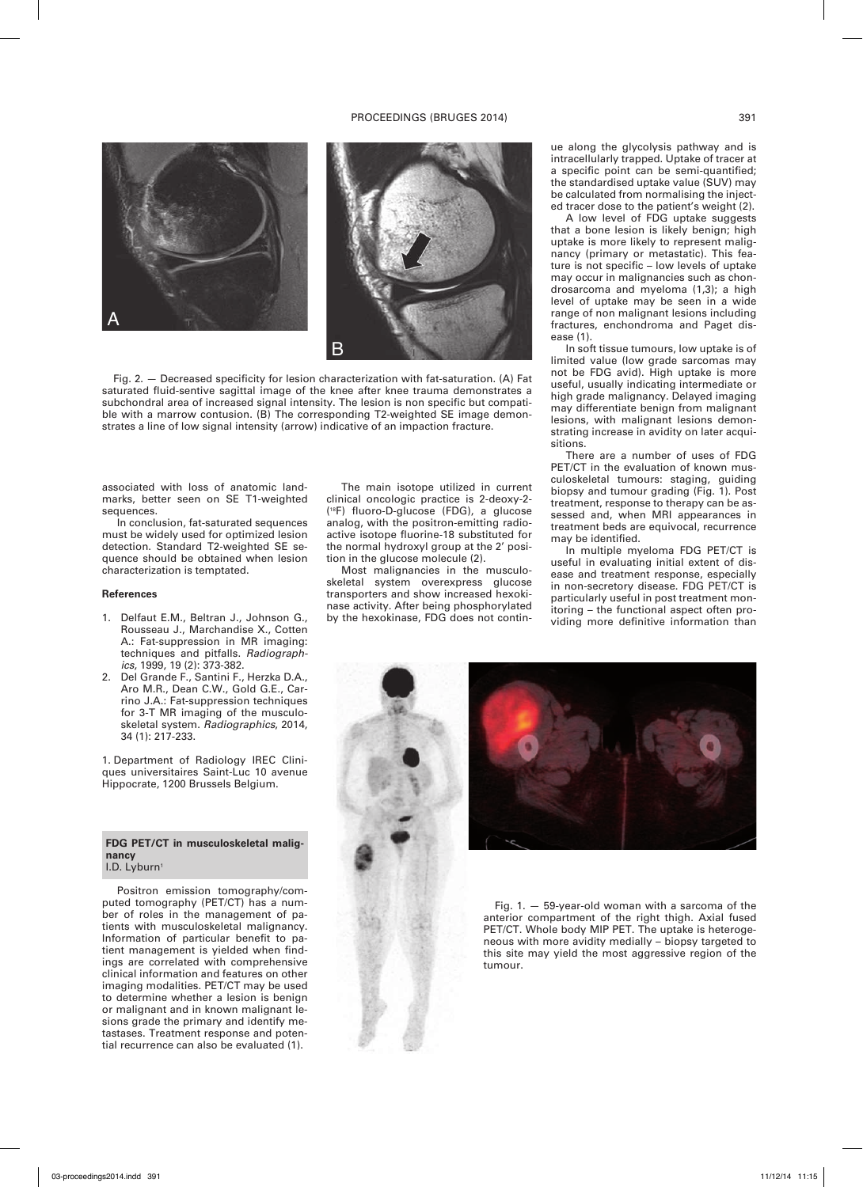Fig. 2. — Decreased specificity for lesion characterization with fat-saturation. (A) Fat saturated fluid-sentive sagittal image of the knee after knee trauma demonstrates a subchondral area of increased signal intensity. The lesion is non specific but compatible with a marrow contusion. (B) The corresponding T2-weighted SE image demonstrates a line of low signal intensity (arrow) indicative of an impaction fracture.

associated with loss of anatomic landmarks, better seen on SE T1-weighted sequences.

In conclusion, fat-saturated sequences must be widely used for optimized lesion detection. Standard T2-weighted SE sequence should be obtained when lesion characterization is temptated.

#### References

1. Delfaut E.M., Beltran J., Johnson G., Rousseau J., Marchandise X., Cotten A.: Fat-suppression in MR imaging: techniques and pitfalls. *Radiographics*, 1999, 19 (2): 373-382.
2. Del Grande F., Santini F., Herzka D.A., Aro M.R., Dean C.W., Gold G.E., Carrino J.A.: Fat-suppression techniques for 3-T MR imaging of the musculoskeletal system. *Radiographics*, 2014, 34 (1): 217-233.

1. Department of Radiology IREC Cliniques universitaires Saint-Luc 10 avenue Hippocrate, 1200 Brussels Belgium.

## FDG PET/CT in musculoskeletal malignancy

I.D. Lyburn[1]

Positron emission tomography/computed tomography (PET/CT) has a number of roles in the management of patients with musculoskeletal malignancy. Information of particular benefit to patient management is yielded when findings are correlated with comprehensive clinical information and features on other imaging modalities. PET/CT may be used to determine whether a lesion is benign or malignant and in known malignant lesions grade the primary and identify metastases. Treatment response and potential recurrence can also be evaluated (1).

The main isotope utilized in current clinical oncologic practice is 2-deoxy-2-($^{18}$F) fluoro-D-glucose (FDG), a glucose analog, with the positron-emitting radioactive isotope fluorine-18 substituted for the normal hydroxyl group at the 2′ position in the glucose molecule (2).

Most malignancies in the musculoskeletal system overexpress glucose transporters and show increased hexokinase activity. After being phosphorylated by the hexokinase, FDG does not continue along the glycolysis pathway and is intracellularly trapped. Uptake of tracer at a specific point can be semi-quantified; the standardised uptake value (SUV) may be calculated from normalising the injected tracer dose to the patient's weight (2).

A low level of FDG uptake suggests that a bone lesion is likely benign; high uptake is more likely to represent malignancy (primary or metastatic). This feature is not specific – low levels of uptake may occur in malignancies such as chondrosarcoma and myeloma (1,3); a high level of uptake may be seen in a wide range of non malignant lesions including fractures, enchondroma and Paget disease (1).

In soft tissue tumours, low uptake is of limited value (low grade sarcomas may not be FDG avid). High uptake is more useful, usually indicating intermediate or high grade malignancy. Delayed imaging may differentiate benign from malignant lesions, with malignant lesions demonstrating increase in avidity on later acquisitions.

There are a number of uses of FDG PET/CT in the evaluation of known musculoskeletal tumours: staging, guiding biopsy and tumour grading (Fig. 1). Post treatment, response to therapy can be assessed and, when MRI appearances in treatment beds are equivocal, recurrence may be identified.

In multiple myeloma FDG PET/CT is useful in evaluating initial extent of disease and treatment response, especially in non-secretory disease. FDG PET/CT is particularly useful in post treatment monitoring – the functional aspect often providing more definitive information than

Fig. 1. — 59-year-old woman with a sarcoma of the anterior compartment of the right thigh. Axial fused PET/CT. Whole body MIP PET. The uptake is heterogeneous with more avidity medially – biopsy targeted to this site may yield the most aggressive region of the tumour.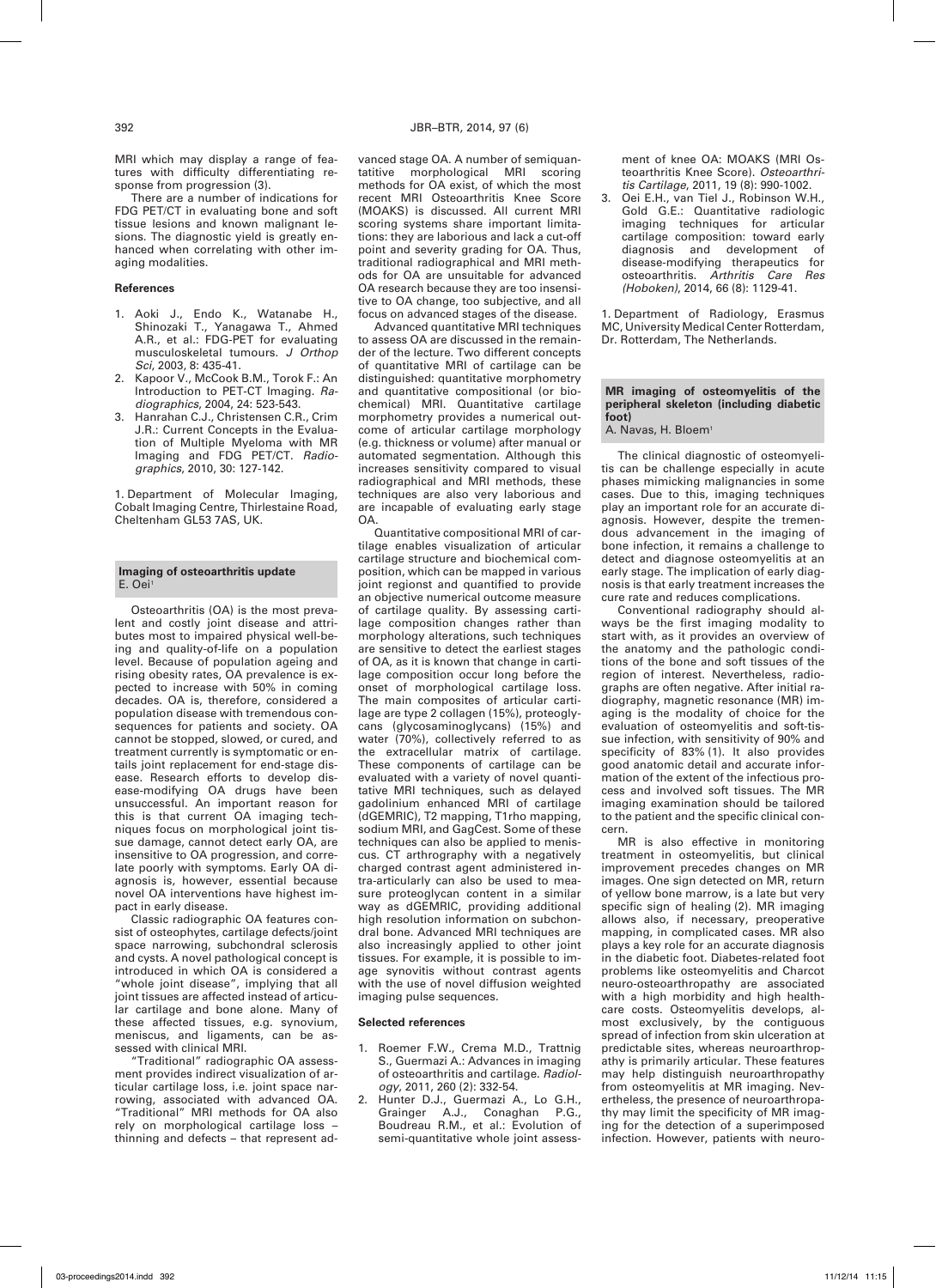MRI which may display a range of features with difficulty differentiating response from progression (3).

There are a number of indications for FDG PET/CT in evaluating bone and soft tissue lesions and known malignant lesions. The diagnostic yield is greatly enhanced when correlating with other imaging modalities.

#### References

1. Aoki J., Endo K., Watanabe H., Shinozaki T., Yanagawa T., Ahmed A.R., et al.: FDG-PET for evaluating musculoskeletal tumours. *J Orthop Sci*, 2003, 8: 435-41.
2. Kapoor V., McCook B.M., Torok F.: An Introduction to PET-CT Imaging. *Radiographics*, 2004, 24: 523-543.
3. Hanrahan C.J., Christensen C.R., Crim J.R.: Current Concepts in the Evaluation of Multiple Myeloma with MR Imaging and FDG PET/CT. *Radiographics*, 2010, 30: 127-142.

1. Department of Molecular Imaging, Cobalt Imaging Centre, Thirlestaine Road, Cheltenham GL53 7AS, UK.

### Imaging of osteoarthritis update

E. Oei[1]

Osteoarthritis (OA) is the most prevalent and costly joint disease and attributes most to impaired physical well-being and quality-of-life on a population level. Because of population ageing and rising obesity rates, OA prevalence is expected to increase with 50% in coming decades. OA is, therefore, considered a population disease with tremendous consequences for patients and society. OA cannot be stopped, slowed, or cured, and treatment currently is symptomatic or entails joint replacement for end-stage disease. Research efforts to develop disease-modifying OA drugs have been unsuccessful. An important reason for this is that current OA imaging techniques focus on morphological joint tissue damage, cannot detect early OA, are insensitive to OA progression, and correlate poorly with symptoms. Early OA diagnosis is, however, essential because novel OA interventions have highest impact in early disease.

Classic radiographic OA features consist of osteophytes, cartilage defects/joint space narrowing, subchondral sclerosis and cysts. A novel pathological concept is introduced in which OA is considered a "whole joint disease", implying that all joint tissues are affected instead of articular cartilage and bone alone. Many of these affected tissues, e.g. synovium, meniscus, and ligaments, can be assessed with clinical MRI.

"Traditional" radiographic OA assessment provides indirect visualization of articular cartilage loss, i.e. joint space narrowing, associated with advanced OA. "Traditional" MRI methods for OA also rely on morphological cartilage loss – thinning and defects – that represent advanced stage OA. A number of semiquantitative morphological MRI scoring methods for OA exist, of which the most recent MRI Osteoarthritis Knee Score (MOAKS) is discussed. All current MRI scoring systems share important limitations: they are laborious and lack a cut-off point and severity grading for OA. Thus, traditional radiographical and MRI methods for OA are unsuitable for advanced OA research because they are too insensitive to OA change, too subjective, and all focus on advanced stages of the disease.

Advanced quantitative MRI techniques to assess OA are discussed in the remainder of the lecture. Two different concepts of quantitative MRI of cartilage can be distinguished: quantitative morphometry and quantitative compositional (or biochemical) MRI. Quantitative cartilage morphometry provides a numerical outcome of articular cartilage morphology (e.g. thickness or volume) after manual or automated segmentation. Although this increases sensitivity compared to visual radiographical and MRI methods, these techniques are also very laborious and are incapable of evaluating early stage OA.

Quantitative compositional MRI of cartilage enables visualization of articular cartilage structure and biochemical composition, which can be mapped in various joint regionst and quantified to provide an objective numerical outcome measure of cartilage quality. By assessing cartilage composition changes rather than morphology alterations, such techniques are sensitive to detect the earliest stages of OA, as it is known that change in cartilage composition occur long before the onset of morphological cartilage loss. The main composites of articular cartilage are type 2 collagen (15%), proteoglycans (glycosaminoglycans) (15%) and water (70%), collectively referred to as the extracellular matrix of cartilage. These components of cartilage can be evaluated with a variety of novel quantitative MRI techniques, such as delayed gadolinium enhanced MRI of cartilage (dGEMRIC), T2 mapping, T1rho mapping, sodium MRI, and GagCest. Some of these techniques can also be applied to meniscus. CT arthrography with a negatively charged contrast agent administered intra-articularly can also be used to measure proteoglycan content in a similar way as dGEMRIC, providing additional high resolution information on subchondral bone. Advanced MRI techniques are also increasingly applied to other joint tissues. For example, it is possible to image synovitis without contrast agents with the use of novel diffusion weighted imaging pulse sequences.

#### Selected references

1. Roemer F.W., Crema M.D., Trattnig S., Guermazi A.: Advances in imaging of osteoarthritis and cartilage. *Radiology*, 2011, 260 (2): 332-54.
2. Hunter D.J., Guermazi A., Lo G.H., Grainger A.J., Conaghan P.G., Boudreau R.M., et al.: Evolution of semi-quantitative whole joint assessment of knee OA: MOAKS (MRI Osteoarthritis Knee Score). *Osteoarthritis Cartilage*, 2011, 19 (8): 990-1002.
3. Oei E.H., van Tiel J., Robinson W.H., Gold G.E.: Quantitative radiologic imaging techniques for articular cartilage composition: toward early diagnosis and development of disease-modifying therapeutics for osteoarthritis. *Arthritis Care Res (Hoboken)*, 2014, 66 (8): 1129-41.

1. Department of Radiology, Erasmus MC, University Medical Center Rotterdam, Dr. Rotterdam, The Netherlands.

### MR imaging of osteomyelitis of the peripheral skeleton (including diabetic foot)

A. Navas, H. Bloem[1]

The clinical diagnostic of osteomyelitis can be challenge especially in acute phases mimicking malignancies in some cases. Due to this, imaging techniques play an important role for an accurate diagnosis. However, despite the tremendous advancement in the imaging of bone infection, it remains a challenge to detect and diagnose osteomyelitis at an early stage. The implication of early diagnosis is that early treatment increases the cure rate and reduces complications.

Conventional radiography should always be the first imaging modality to start with, as it provides an overview of the anatomy and the pathologic conditions of the bone and soft tissues of the region of interest. Nevertheless, radiographs are often negative. After initial radiography, magnetic resonance (MR) imaging is the modality of choice for the evaluation of osteomyelitis and soft-tissue infection, with sensitivity of 90% and specificity of 83% (1). It also provides good anatomic detail and accurate information of the extent of the infectious process and involved soft tissues. The MR imaging examination should be tailored to the patient and the specific clinical concern.

MR is also effective in monitoring treatment in osteomyelitis, but clinical improvement precedes changes on MR images. One sign detected on MR, return of yellow bone marrow, is a late but very specific sign of healing (2). MR imaging allows also, if necessary, preoperative mapping, in complicated cases. MR also plays a key role for an accurate diagnosis in the diabetic foot. Diabetes-related foot problems like osteomyelitis and Charcot neuro-osteoarthropathy are associated with a high morbidity and high healthcare costs. Osteomyelitis develops, almost exclusively, by the contiguous spread of infection from skin ulceration at predictable sites, whereas neuroarthropathy is primarily articular. These features may help distinguish neuroarthropathy from osteomyelitis at MR imaging. Nevertheless, the presence of neuroarthropathy may limit the specificity of MR imaging for the detection of a superimposed infection. However, patients with neuro-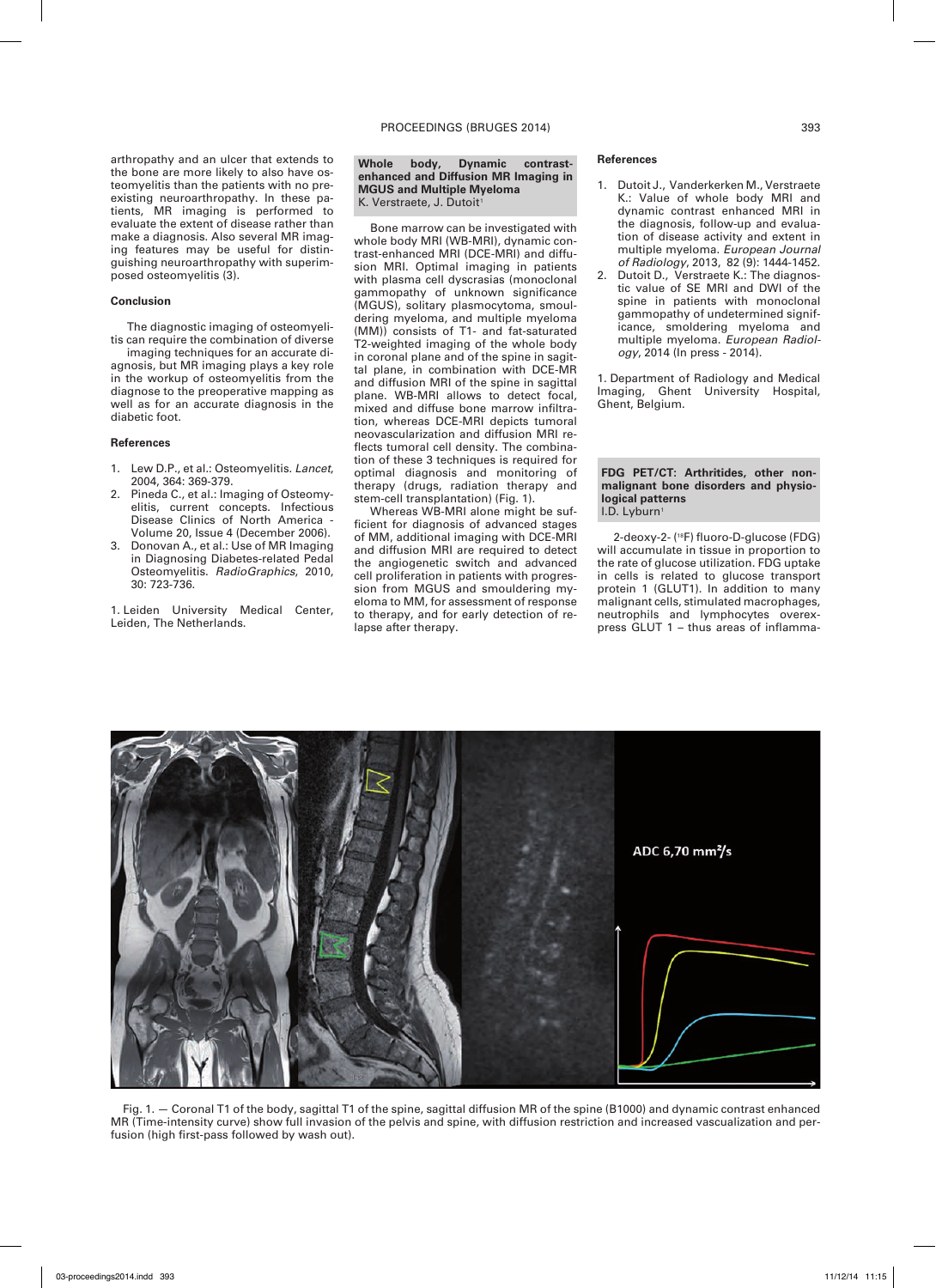arthropathy and an ulcer that extends to the bone are more likely to also have osteomyelitis than the patients with no preexisting neuroarthropathy. In these patients, MR imaging is performed to evaluate the extent of disease rather than make a diagnosis. Also several MR imaging features may be useful for distinguishing neuroarthropathy with superimposed osteomyelitis (3).

### Conclusion

The diagnostic imaging of osteomyelitis can require the combination of diverse imaging techniques for an accurate diagnosis, but MR imaging plays a key role in the workup of osteomyelitis from the diagnose to the preoperative mapping as well as for an accurate diagnosis in the diabetic foot.

### References

1. Lew D.P., et al.: Osteomyelitis. *Lancet*, 2004, 364: 369-379.
2. Pineda C., et al.: Imaging of Osteomyelitis, current concepts. Infectious Disease Clinics of North America - Volume 20, Issue 4 (December 2006).
3. Donovan A., et al.: Use of MR Imaging in Diagnosing Diabetes-related Pedal Osteomyelitis. *RadioGraphics*, 2010, 30: 723-736.

1. Leiden University Medical Center, Leiden, The Netherlands.

## Whole body, Dynamic contrast-enhanced and Diffusion MR Imaging in MGUS and Multiple Myeloma

K. Verstraete, J. Dutoit[1]

Bone marrow can be investigated with whole body MRI (WB-MRI), dynamic contrast-enhanced MRI (DCE-MRI) and diffusion MRI. Optimal imaging in patients with plasma cell dyscrasias (monoclonal gammopathy of unknown significance (MGUS), solitary plasmocytoma, smouldering myeloma, and multiple myeloma (MM)) consists of T1- and fat-saturated T2-weighted imaging of the whole body in coronal plane and of the spine in sagittal plane, in combination with DCE-MR and diffusion MRI of the spine in sagittal plane. WB-MRI allows to detect focal, mixed and diffuse bone marrow infiltration, whereas DCE-MRI depicts tumoral neovascularization and diffusion MRI reflects tumoral cell density. The combination of these 3 techniques is required for optimal diagnosis and monitoring of therapy (drugs, radiation therapy and stem-cell transplantation) (Fig. 1).

Whereas WB-MRI alone might be sufficient for diagnosis of advanced stages of MM, additional imaging with DCE-MRI and diffusion MRI are required to detect the angiogenetic switch and advanced cell proliferation in patients with progression from MGUS and smouldering myeloma to MM, for assessment of response to therapy, and for early detection of relapse after therapy.

### References

1. Dutoit J., Vanderkerken M., Verstraete K.: Value of whole body MRI and dynamic contrast enhanced MRI in the diagnosis, follow-up and evaluation of disease activity and extent in multiple myeloma. *European Journal of Radiology*, 2013, 82 (9): 1444-1452.
2. Dutoit D., Verstraete K.: The diagnostic value of SE MRI and DWI of the spine in patients with monoclonal gammopathy of undetermined significance, smoldering myeloma and multiple myeloma. *European Radiology*, 2014 (In press - 2014).

1. Department of Radiology and Medical Imaging, Ghent University Hospital, Ghent, Belgium.

## FDG PET/CT: Arthritides, other non-malignant bone disorders and physiological patterns

I.D. Lyburn[1]

2-deoxy-2- ($^{18}$F) fluoro-D-glucose (FDG) will accumulate in tissue in proportion to the rate of glucose utilization. FDG uptake in cells is related to glucose transport protein 1 (GLUT1). In addition to many malignant cells, stimulated macrophages, neutrophils and lymphocytes overexpress GLUT 1 – thus areas of inflamma-

Fig. 1. — Coronal T1 of the body, sagittal T1 of the spine, sagittal diffusion MR of the spine (B1000) and dynamic contrast enhanced MR (Time-intensity curve) show full invasion of the pelvis and spine, with diffusion restriction and increased vascualization and perfusion (high first-pass followed by wash out).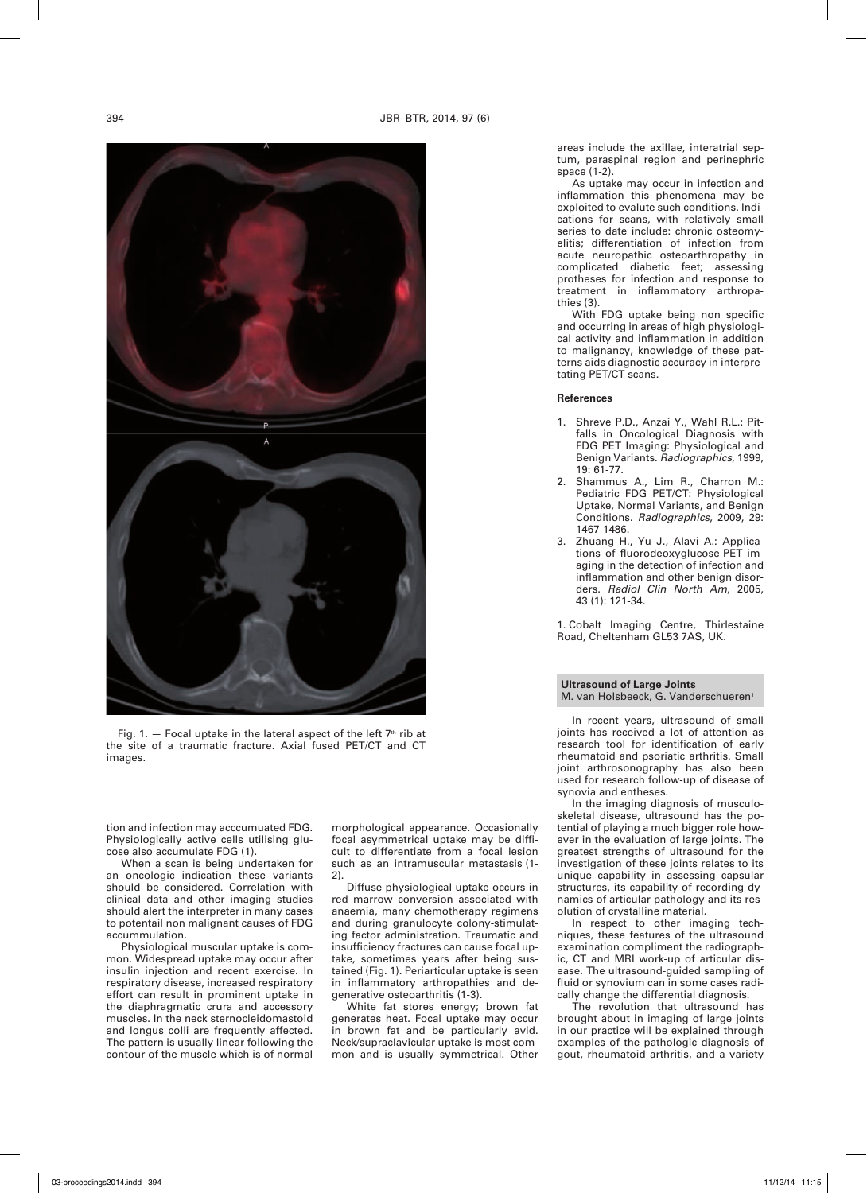Fig. 1. — Focal uptake in the lateral aspect of the left 7[th] rib at the site of a traumatic fracture. Axial fused PET/CT and CT images.

tion and infection may acccumuated FDG. Physiologically active cells utilising glucose also accumulate FDG (1).

When a scan is being undertaken for an oncologic indication these variants should be considered. Correlation with clinical data and other imaging studies should alert the interpreter in many cases to potentail non malignant causes of FDG accummulation.

Physiological muscular uptake is common. Widespread uptake may occur after insulin injection and recent exercise. In respiratory disease, increased respiratory effort can result in prominent uptake in the diaphragmatic crura and accessory muscles. In the neck sternocleidomastoid and longus colli are frequently affected. The pattern is usually linear following the contour of the muscle which is of normal morphological appearance. Occasionally focal asymmetrical uptake may be difficult to differentiate from a focal lesion such as an intramuscular metastasis (1-2).

Diffuse physiological uptake occurs in red marrow conversion associated with anaemia, many chemotherapy regimens and during granulocyte colony-stimulating factor administration. Traumatic and insufficiency fractures can cause focal uptake, sometimes years after being sustained (Fig. 1). Periarticular uptake is seen in inflammatory arthropathies and degenerative osteoarthritis (1-3).

White fat stores energy; brown fat generates heat. Focal uptake may occur in brown fat and be particularly avid. Neck/supraclavicular uptake is most common and is usually symmetrical. Other areas include the axillae, interatrial septum, paraspinal region and perinephric space (1-2).

As uptake may occur in infection and inflammation this phenomena may be exploited to evalute such conditions. Indications for scans, with relatively small series to date include: chronic osteomyelitis; differentiation of infection from acute neuropathic osteoarthropathy in complicated diabetic feet; assessing protheses for infection and response to treatment in inflammatory arthropathies (3).

With FDG uptake being non specific and occurring in areas of high physiological activity and inflammation in addition to malignancy, knowledge of these patterns aids diagnostic accuracy in interpretating PET/CT scans.

#### References

1. Shreve P.D., Anzai Y., Wahl R.L.: Pitfalls in Oncological Diagnosis with FDG PET Imaging: Physiological and Benign Variants. *Radiographics*, 1999, 19: 61-77.
2. Shammus A., Lim R., Charron M.: Pediatric FDG PET/CT: Physiological Uptake, Normal Variants, and Benign Conditions. *Radiographics*, 2009, 29: 1467-1486.
3. Zhuang H., Yu J., Alavi A.: Applications of fluorodeoxyglucose-PET imaging in the detection of infection and inflammation and other benign disorders. *Radiol Clin North Am*, 2005, 43 (1): 121-34.

1. Cobalt Imaging Centre, Thirlestaine Road, Cheltenham GL53 7AS, UK.

## Ultrasound of Large Joints

M. van Holsbeeck, G. Vanderschueren[1]

In recent years, ultrasound of small joints has received a lot of attention as research tool for identification of early rheumatoid and psoriatic arthritis. Small joint arthrosonography has also been used for research follow-up of disease of synovia and entheses.

In the imaging diagnosis of musculoskeletal disease, ultrasound has the potential of playing a much bigger role however in the evaluation of large joints. The greatest strengths of ultrasound for the investigation of these joints relates to its unique capability in assessing capsular structures, its capability of recording dynamics of articular pathology and its resolution of crystalline material.

In respect to other imaging techniques, these features of the ultrasound examination compliment the radiographic, CT and MRI work-up of articular disease. The ultrasound-guided sampling of fluid or synovium can in some cases radically change the differential diagnosis.

The revolution that ultrasound has brought about in imaging of large joints in our practice will be explained through examples of the pathologic diagnosis of gout, rheumatoid arthritis, and a variety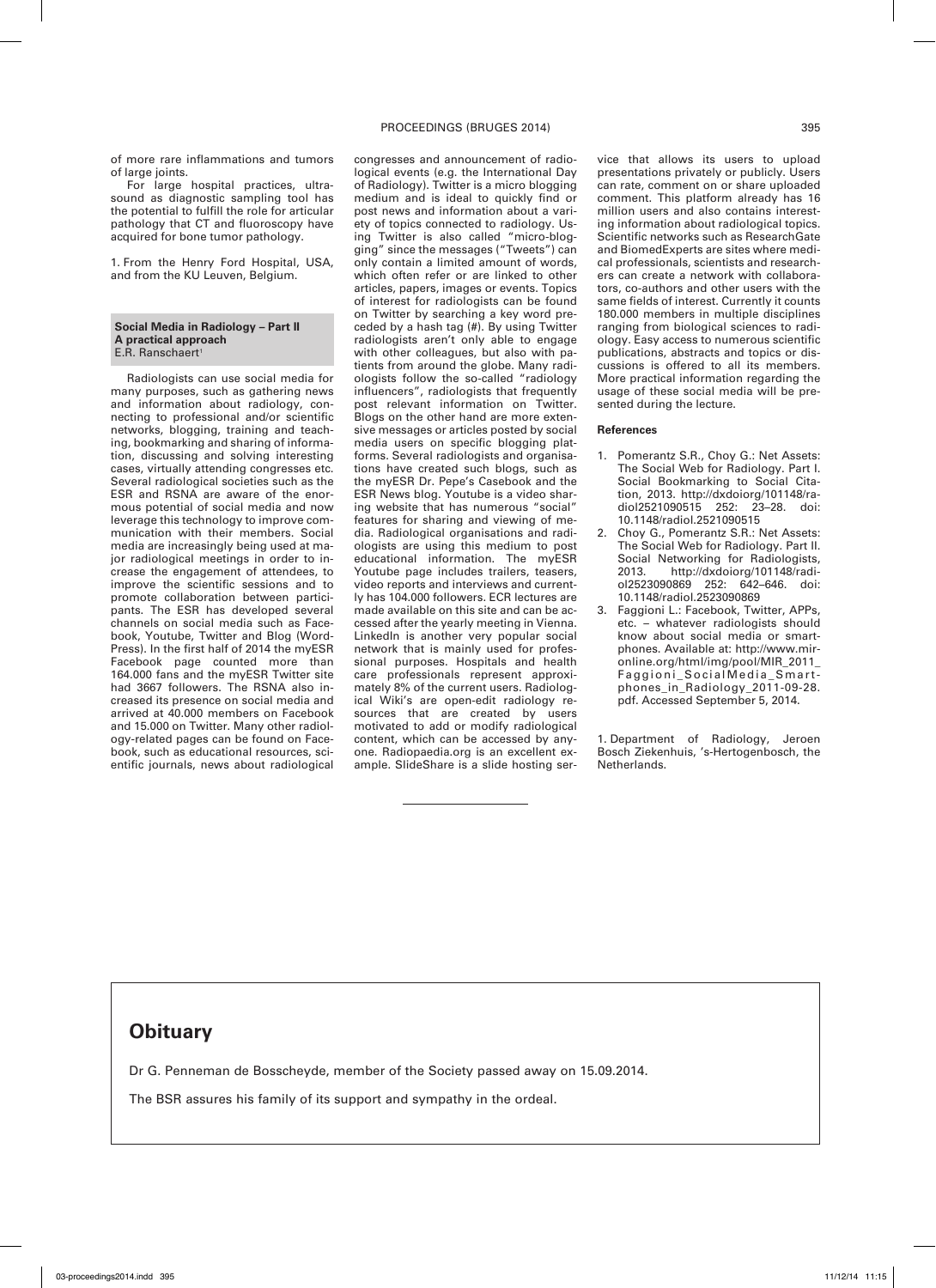of more rare inflammations and tumors of large joints.

For large hospital practices, ultrasound as diagnostic sampling tool has the potential to fulfill the role for articular pathology that CT and fluoroscopy have acquired for bone tumor pathology.

1. From the Henry Ford Hospital, USA, and from the KU Leuven, Belgium.

## Social Media in Radiology – Part II
### A practical approach
E.R. Ranschaert[1]

Radiologists can use social media for many purposes, such as gathering news and information about radiology, connecting to professional and/or scientific networks, blogging, training and teaching, bookmarking and sharing of information, discussing and solving interesting cases, virtually attending congresses etc. Several radiological societies such as the ESR and RSNA are aware of the enormous potential of social media and now leverage this technology to improve communication with their members. Social media are increasingly being used at major radiological meetings in order to increase the engagement of attendees, to improve the scientific sessions and to promote collaboration between participants. The ESR has developed several channels on social media such as Facebook, Youtube, Twitter and Blog (WordPress). In the first half of 2014 the myESR Facebook page counted more than 164.000 fans and the myESR Twitter site had 3667 followers. The RSNA also increased its presence on social media and arrived at 40.000 members on Facebook and 15.000 on Twitter. Many other radiology-related pages can be found on Facebook, such as educational resources, scientific journals, news about radiological congresses and announcement of radiological events (e.g. the International Day of Radiology). Twitter is a micro blogging medium and is ideal to quickly find or post news and information about a variety of topics connected to radiology. Using Twitter is also called "micro-blogging" since the messages ("Tweets") can only contain a limited amount of words, which often refer or are linked to other articles, papers, images or events. Topics of interest for radiologists can be found on Twitter by searching a key word preceded by a hash tag (#). By using Twitter radiologists aren't only able to engage with other colleagues, but also with patients from around the globe. Many radiologists follow the so-called "radiology influencers", radiologists that frequently post relevant information on Twitter. Blogs on the other hand are more extensive messages or articles posted by social media users on specific blogging platforms. Several radiologists and organisations have created such blogs, such as the myESR Dr. Pepe's Casebook and the ESR News blog. Youtube is a video sharing website that has numerous "social" features for sharing and viewing of media. Radiological organisations and radiologists are using this medium to post educational information. The myESR Youtube page includes trailers, teasers, video reports and interviews and currently has 104.000 followers. ECR lectures are made available on this site and can be accessed after the yearly meeting in Vienna. LinkedIn is another very popular social network that is mainly used for professional purposes. Hospitals and health care professionals represent approximately 8% of the current users. Radiological Wiki's are open-edit radiology resources that are created by users motivated to add or modify radiological content, which can be accessed by anyone. Radiopaedia.org is an excellent example. SlideShare is a slide hosting service that allows its users to upload presentations privately or publicly. Users can rate, comment on or share uploaded comment. This platform already has 16 million users and also contains interesting information about radiological topics. Scientific networks such as ResearchGate and BiomedExperts are sites where medical professionals, scientists and researchers can create a network with collaborators, co-authors and other users with the same fields of interest. Currently it counts 180.000 members in multiple disciplines ranging from biological sciences to radiology. Easy access to numerous scientific publications, abstracts and topics or discussions is offered to all its members. More practical information regarding the usage of these social media will be presented during the lecture.

#### References

1. Pomerantz S.R., Choy G.: Net Assets: The Social Web for Radiology. Part I. Social Bookmarking to Social Citation, 2013. http://dxdoiorg/101148/radiol2521090515 252: 23–28. doi: 10.1148/radiol.2521090515
2. Choy G., Pomerantz S.R.: Net Assets: The Social Web for Radiology. Part II. Social Networking for Radiologists, 2013. http://dxdoiorg/101148/radiol2523090869 252: 642–646. doi: 10.1148/radiol.2523090869
3. Faggioni L.: Facebook, Twitter, APPs, etc. – whatever radiologists should know about social media or smartphones. Available at: http://www.mir-online.org/html/img/pool/MIR_2011_Faggioni_SocialMedia_Smartphones_in_Radiology_2011-09-28.pdf. Accessed September 5, 2014.

1. Department of Radiology, Jeroen Bosch Ziekenhuis, 's-Hertogenbosch, the Netherlands.

## Obituary

Dr G. Penneman de Bosscheyde, member of the Society passed away on 15.09.2014.

The BSR assures his family of its support and sympathy in the ordeal.